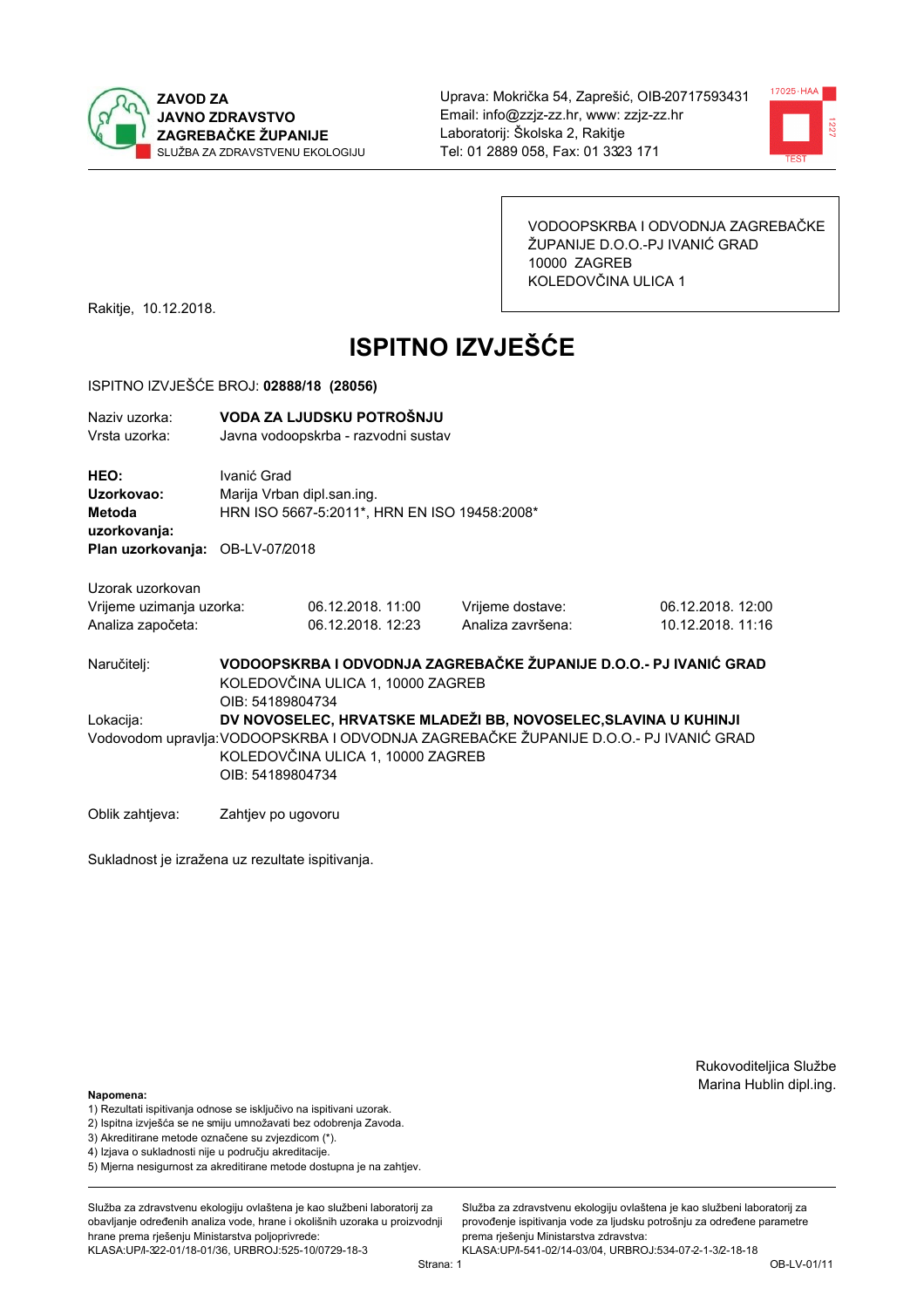**ZAVOD ZA JAVNO ZDRAVSTVO ZAGREBAČKE ŽUPANIJE**
SLUŽBA ZA ZDRAVSTVENU EKOLOGIJU

Uprava: Mokrička 54, Zaprešić, OIB-20717593431
Email: info@zzjz-zz.hr, www: zzjz-zz.hr
Laboratorij: Školska 2, Rakitje
Tel: 01 2889 058, Fax: 01 3323 171

VODOOPSKRBA I ODVODNJA ZAGREBAČKE ŽUPANIJE D.O.O.-PJ IVANIĆ GRAD
10000 ZAGREB
KOLEDOVČINA ULICA 1

Rakitje, 10.12.2018.

# ISPITNO IZVJEŠĆE

ISPITNO IZVJEŠĆE BROJ: **02888/18 (28056)**

Naziv uzorka: **VODA ZA LJUDSKU POTROŠNJU**
Vrsta uzorka: Javna vodoopskrba - razvodni sustav

**HEO:** Ivanić Grad
**Uzorkovao:** Marija Vrban dipl.san.ing.
**Metoda uzorkovanja:** HRN ISO 5667-5:2011*, HRN EN ISO 19458:2008*
**Plan uzorkovanja:** OB-LV-07/2018

Uzorak uzorkovan

| | | | |
|---|---|---|---|
| Vrijeme uzimanja uzorka: | 06.12.2018. 11:00 | Vrijeme dostave: | 06.12.2018. 12:00 |
| Analiza započeta: | 06.12.2018. 12:23 | Analiza završena: | 10.12.2018. 11:16 |

Naručitelj: **VODOOPSKRBA I ODVODNJA ZAGREBAČKE ŽUPANIJE D.O.O.- PJ IVANIĆ GRAD**
KOLEDOVČINA ULICA 1, 10000 ZAGREB
OIB: 54189804734

Lokacija: **DV NOVOSELEC, HRVATSKE MLADEŽI BB, NOVOSELEC,SLAVINA U KUHINJI**

Vodovodom upravlja: VODOOPSKRBA I ODVODNJA ZAGREBAČKE ŽUPANIJE D.O.O.- PJ IVANIĆ GRAD
KOLEDOVČINA ULICA 1, 10000 ZAGREB
OIB: 54189804734

Oblik zahtjeva: Zahtjev po ugovoru

Sukladnost je izražena uz rezultate ispitivanja.

Rukovoditeljica Službe
Marina Hublin dipl.ing.

**Napomena:**
1) Rezultati ispitivanja odnose se isključivo na ispitivani uzorak.
2) Ispitna izvješća se ne smiju umnožavati bez odobrenja Zavoda.
3) Akreditirane metode označene su zvjezdicom (*).
4) Izjava o sukladnosti nije u području akreditacije.
5) Mjerna nesigurnost za akreditirane metode dostupna je na zahtjev.

Služba za zdravstvenu ekologiju ovlaštena je kao službeni laboratorij za obavljanje određenih analiza vode, hrane i okolišnih uzoraka u proizvodnji hrane prema rješenju Ministarstva poljoprivrede: KLASA:UP/I-322-01/18-01/36, URBROJ:525-10/0729-18-3

Služba za zdravstvenu ekologiju ovlaštena je kao službeni laboratorij za provođenje ispitivanja vode za ljudsku potrošnju za određene parametre prema rješenju Ministarstva zdravstva: KLASA:UP/I-541-02/14-03/04, URBROJ:534-07-2-1-3/2-18-18

OB-LV-01/11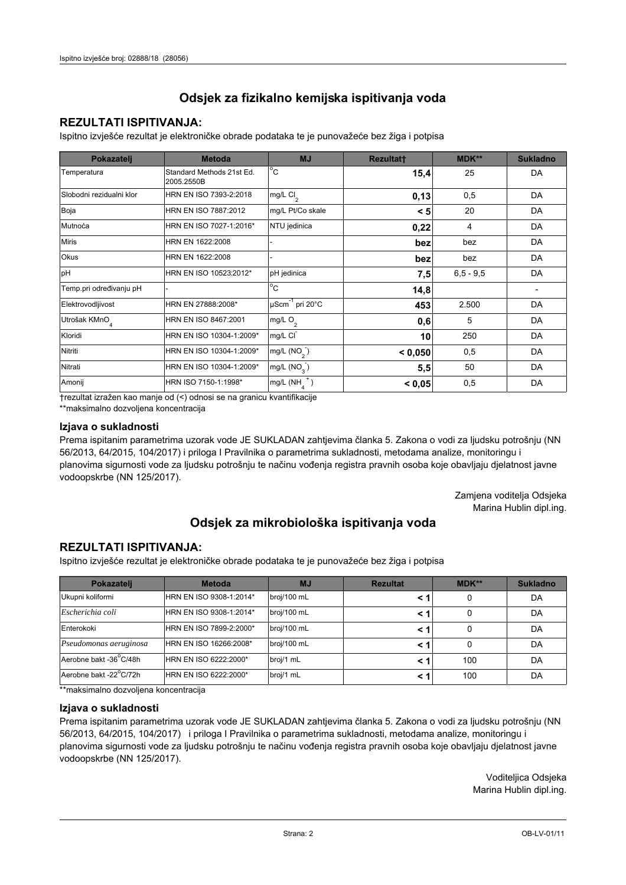# Odsjek za fizikalno kemijska ispitivanja voda

## REZULTATI ISPITIVANJA:

Ispitno izvješće rezultat je elektroničke obrade podataka te je punovažeće bez žiga i potpisa

| Pokazatelj | Metoda | MJ | Rezultat† | MDK** | Sukladno |
|---|---|---|---|---|---|
| Temperatura | Standard Methods 21st Ed. 2005.2550B | $^{o}C$ | **15,4** | 25 | DA |
| Slobodni rezidualni klor | HRN EN ISO 7393-2:2018 | mg/L $Cl_2$ | **0,13** | 0,5 | DA |
| Boja | HRN EN ISO 7887:2012 | mg/L Pt/Co skale | **< 5** | 20 | DA |
| Mutnoća | HRN EN ISO 7027-1:2016* | NTU jedinica | **0,22** | 4 | DA |
| Miris | HRN EN 1622:2008 | - | **bez** | bez | DA |
| Okus | HRN EN 1622:2008 | - | **bez** | bez | DA |
| pH | HRN EN ISO 10523:2012* | pH jedinica | **7,5** | 6,5 - 9,5 | DA |
| Temp.pri određivanju pH | - | $^{o}C$ | **14,8** | | - |
| Elektrovodljivost | HRN EN 27888:2008* | $\mu Scm^{-1}$ pri 20°C | **453** | 2.500 | DA |
| Utrošak $KMnO_4$ | HRN EN ISO 8467:2001 | mg/L $O_2$ | **0,6** | 5 | DA |
| Kloridi | HRN EN ISO 10304-1:2009* | mg/L $Cl^-$ | **10** | 250 | DA |
| Nitriti | HRN EN ISO 10304-1:2009* | mg/L ($NO_2^-$) | **< 0,050** | 0,5 | DA |
| Nitrati | HRN EN ISO 10304-1:2009* | mg/L ($NO_3^-$) | **5,5** | 50 | DA |
| Amonij | HRN ISO 7150-1:1998* | mg/L ($NH_4^+$) | **< 0,05** | 0,5 | DA |

†rezultat izražen kao manje od (<) odnosi se na granicu kvantifikacije

**maksimalno dozvoljena koncentracija

### Izjava o sukladnosti

Prema ispitanim parametrima uzorak vode JE SUKLADAN zahtjevima članka 5. Zakona o vodi za ljudsku potrošnju (NN 56/2013, 64/2015, 104/2017) i priloga I Pravilnika o parametrima sukladnosti, metodama analize, monitoringu i planovima sigurnosti vode za ljudsku potrošnju te načinu vođenja registra pravnih osoba koje obavljaju djelatnost javne vodoopskrbe (NN 125/2017).

Zamjena voditelja Odsjeka
Marina Hublin dipl.ing.

# Odsjek za mikrobiološka ispitivanja voda

## REZULTATI ISPITIVANJA:

Ispitno izvješće rezultat je elektroničke obrade podataka te je punovažeće bez žiga i potpisa

| Pokazatelj | Metoda | MJ | Rezultat | MDK** | Sukladno |
|---|---|---|---|---|---|
| Ukupni koliformi | HRN EN ISO 9308-1:2014* | broj/100 mL | **< 1** | 0 | DA |
| *Escherichia coli* | HRN EN ISO 9308-1:2014* | broj/100 mL | **< 1** | 0 | DA |
| Enterokoki | HRN EN ISO 7899-2:2000* | broj/100 mL | **< 1** | 0 | DA |
| *Pseudomonas aeruginosa* | HRN EN ISO 16266:2008* | broj/100 mL | **< 1** | 0 | DA |
| Aerobne bakt -36°C/48h | HRN EN ISO 6222:2000* | broj/1 mL | **< 1** | 100 | DA |
| Aerobne bakt -22°C/72h | HRN EN ISO 6222:2000* | broj/1 mL | **< 1** | 100 | DA |

**maksimalno dozvoljena koncentracija

### Izjava o sukladnosti

Prema ispitanim parametrima uzorak vode JE SUKLADAN zahtjevima članka 5. Zakona o vodi za ljudsku potrošnju (NN 56/2013, 64/2015, 104/2017) i priloga I Pravilnika o parametrima sukladnosti, metodama analize, monitoringu i planovima sigurnosti vode za ljudsku potrošnju te načinu vođenja registra pravnih osoba koje obavljaju djelatnost javne vodoopskrbe (NN 125/2017).

Voditeljica Odsjeka
Marina Hublin dipl.ing.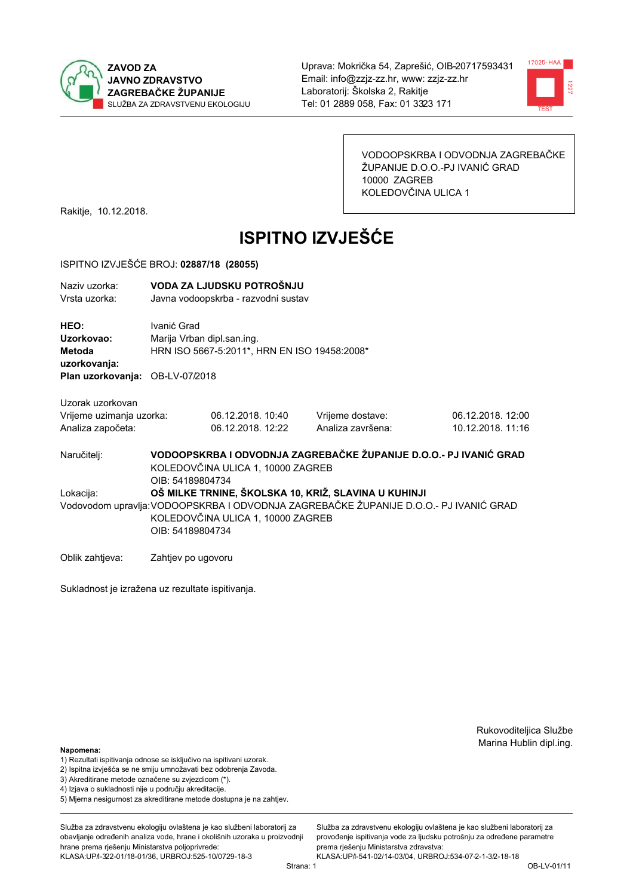**ZAVOD ZA JAVNO ZDRAVSTVO ZAGREBAČKE ŽUPANIJE**
SLUŽBA ZA ZDRAVSTVENU EKOLOGIJU

Uprava: Mokrička 54, Zaprešić, OIB-20717593431
Email: info@zzjz-zz.hr, www: zzjz-zz.hr
Laboratorij: Školska 2, Rakitje
Tel: 01 2889 058, Fax: 01 3323 171

VODOOPSKRBA I ODVODNJA ZAGREBAČKE ŽUPANIJE D.O.O.-PJ IVANIĆ GRAD
10000 ZAGREB
KOLEDOVČINA ULICA 1

Rakitje, 10.12.2018.

# ISPITNO IZVJEŠĆE

ISPITNO IZVJEŠĆE BROJ: **02887/18 (28055)**

Naziv uzorka: **VODA ZA LJUDSKU POTROŠNJU**
Vrsta uzorka: Javna vodoopskrba - razvodni sustav

**HEO:** Ivanić Grad
**Uzorkovao:** Marija Vrban dipl.san.ing.
**Metoda uzorkovanja:** HRN ISO 5667-5:2011*, HRN EN ISO 19458:2008*
**Plan uzorkovanja:** OB-LV-07/2018

Uzorak uzorkovan

| | | | |
|---|---|---|---|
| Vrijeme uzimanja uzorka: | 06.12.2018. 10:40 | Vrijeme dostave: | 06.12.2018. 12:00 |
| Analiza započeta: | 06.12.2018. 12:22 | Analiza završena: | 10.12.2018. 11:16 |

Naručitelj: **VODOOPSKRBA I ODVODNJA ZAGREBAČKE ŽUPANIJE D.O.O.- PJ IVANIĆ GRAD**
KOLEDOVČINA ULICA 1, 10000 ZAGREB
OIB: 54189804734

Lokacija: **OŠ MILKE TRNINE, ŠKOLSKA 10, KRIŽ, SLAVINA U KUHINJI**

Vodovodom upravlja: VODOOPSKRBA I ODVODNJA ZAGREBAČKE ŽUPANIJE D.O.O.- PJ IVANIĆ GRAD
KOLEDOVČINA ULICA 1, 10000 ZAGREB
OIB: 54189804734

Oblik zahtjeva: Zahtjev po ugovoru

Sukladnost je izražena uz rezultate ispitivanja.

Rukovoditeljica Službe
Marina Hublin dipl.ing.

**Napomena:**
1) Rezultati ispitivanja odnose se isključivo na ispitivani uzorak.
2) Ispitna izvješća se ne smiju umnožavati bez odobrenja Zavoda.
3) Akreditirane metode označene su zvjezdicom (*).
4) Izjava o sukladnosti nije u području akreditacije.
5) Mjerna nesigurnost za akreditirane metode dostupna je na zahtjev.

Služba za zdravstvenu ekologiju ovlaštena je kao službeni laboratorij za obavljanje određenih analiza vode, hrane i okolišnih uzoraka u proizvodnji hrane prema rješenju Ministarstva poljoprivrede: KLASA:UP/I-322-01/18-01/36, URBROJ:525-10/0729-18-3

Služba za zdravstvenu ekologiju ovlaštena je kao službeni laboratorij za provođenje ispitivanja vode za ljudsku potrošnju za određene parametre prema rješenju Ministarstva zdravstva: KLASA:UP/I-541-02/14-03/04, URBROJ:534-07-2-1-3/2-18-18

OB-LV-01/11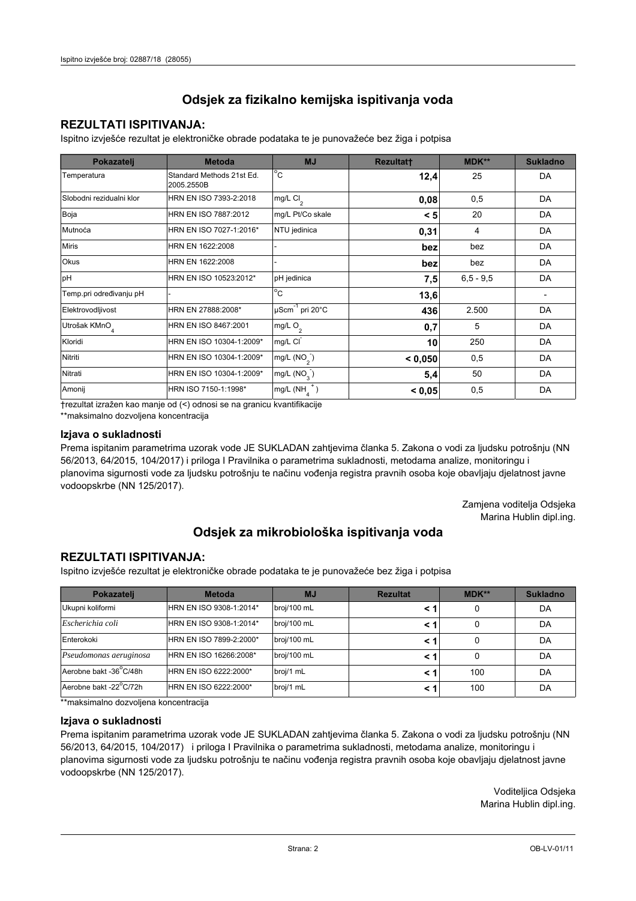Ispitno izvješće broj: 02887/18 (28055)

## Odsjek za fizikalno kemijska ispitivanja voda

### REZULTATI ISPITIVANJA:

Ispitno izvješće rezultat je elektroničke obrade podataka te je punovažeće bez žiga i potpisa

| Pokazatelj | Metoda | MJ | Rezultat† | MDK** | Sukladno |
|---|---|---|---|---|---|
| Temperatura | Standard Methods 21st Ed. 2005.2550B | °C | **12,4** | 25 | DA |
| Slobodni rezidualni klor | HRN EN ISO 7393-2:2018 | mg/L $Cl_2$ | **0,08** | 0,5 | DA |
| Boja | HRN EN ISO 7887:2012 | mg/L Pt/Co skale | **< 5** | 20 | DA |
| Mutnoća | HRN EN ISO 7027-1:2016* | NTU jedinica | **0,31** | 4 | DA |
| Miris | HRN EN 1622:2008 | - | **bez** | bez | DA |
| Okus | HRN EN 1622:2008 | - | **bez** | bez | DA |
| pH | HRN EN ISO 10523:2012* | pH jedinica | **7,5** | 6,5 - 9,5 | DA |
| Temp.pri određivanju pH | - | °C | **13,6** | | - |
| Elektrovodljivost | HRN EN 27888:2008* | $\mu Scm^{-1}$ pri 20°C | **436** | 2.500 | DA |
| Utrošak $KMnO_4$ | HRN EN ISO 8467:2001 | mg/L $O_2$ | **0,7** | 5 | DA |
| Kloridi | HRN EN ISO 10304-1:2009* | mg/L $Cl^-$ | **10** | 250 | DA |
| Nitriti | HRN EN ISO 10304-1:2009* | mg/L ($NO_2^-$) | **< 0,050** | 0,5 | DA |
| Nitrati | HRN EN ISO 10304-1:2009* | mg/L ($NO_3^-$) | **5,4** | 50 | DA |
| Amonij | HRN ISO 7150-1:1998* | mg/L ($NH_4^+$) | **< 0,05** | 0,5 | DA |

†rezultat izražen kao manje od (<) odnosi se na granicu kvantifikacije

**maksimalno dozvoljena koncentracija

### Izjava o sukladnosti

Prema ispitanim parametrima uzorak vode JE SUKLADAN zahtjevima članka 5. Zakona o vodi za ljudsku potrošnju (NN 56/2013, 64/2015, 104/2017) i priloga I Pravilnika o parametrima sukladnosti, metodama analize, monitoringu i planovima sigurnosti vode za ljudsku potrošnju te načinu vođenja registra pravnih osoba koje obavljaju djelatnost javne vodoopskrbe (NN 125/2017).

Zamjena voditelja Odsjeka
Marina Hublin dipl.ing.

## Odsjek za mikrobiološka ispitivanja voda

### REZULTATI ISPITIVANJA:

Ispitno izvješće rezultat je elektroničke obrade podataka te je punovažeće bez žiga i potpisa

| Pokazatelj | Metoda | MJ | Rezultat | MDK** | Sukladno |
|---|---|---|---|---|---|
| Ukupni koliformi | HRN EN ISO 9308-1:2014* | broj/100 mL | **< 1** | 0 | DA |
| *Escherichia coli* | HRN EN ISO 9308-1:2014* | broj/100 mL | **< 1** | 0 | DA |
| Enterokoki | HRN EN ISO 7899-2:2000* | broj/100 mL | **< 1** | 0 | DA |
| *Pseudomonas aeruginosa* | HRN EN ISO 16266:2008* | broj/100 mL | **< 1** | 0 | DA |
| Aerobne bakt -36°C/48h | HRN EN ISO 6222:2000* | broj/1 mL | **< 1** | 100 | DA |
| Aerobne bakt -22°C/72h | HRN EN ISO 6222:2000* | broj/1 mL | **< 1** | 100 | DA |

**maksimalno dozvoljena koncentracija

### Izjava o sukladnosti

Prema ispitanim parametrima uzorak vode JE SUKLADAN zahtjevima članka 5. Zakona o vodi za ljudsku potrošnju (NN 56/2013, 64/2015, 104/2017) i priloga I Pravilnika o parametrima sukladnosti, metodama analize, monitoringu i planovima sigurnosti vode za ljudsku potrošnju te načinu vođenja registra pravnih osoba koje obavljaju djelatnost javne vodoopskrbe (NN 125/2017).

Voditeljica Odsjeka
Marina Hublin dipl.ing.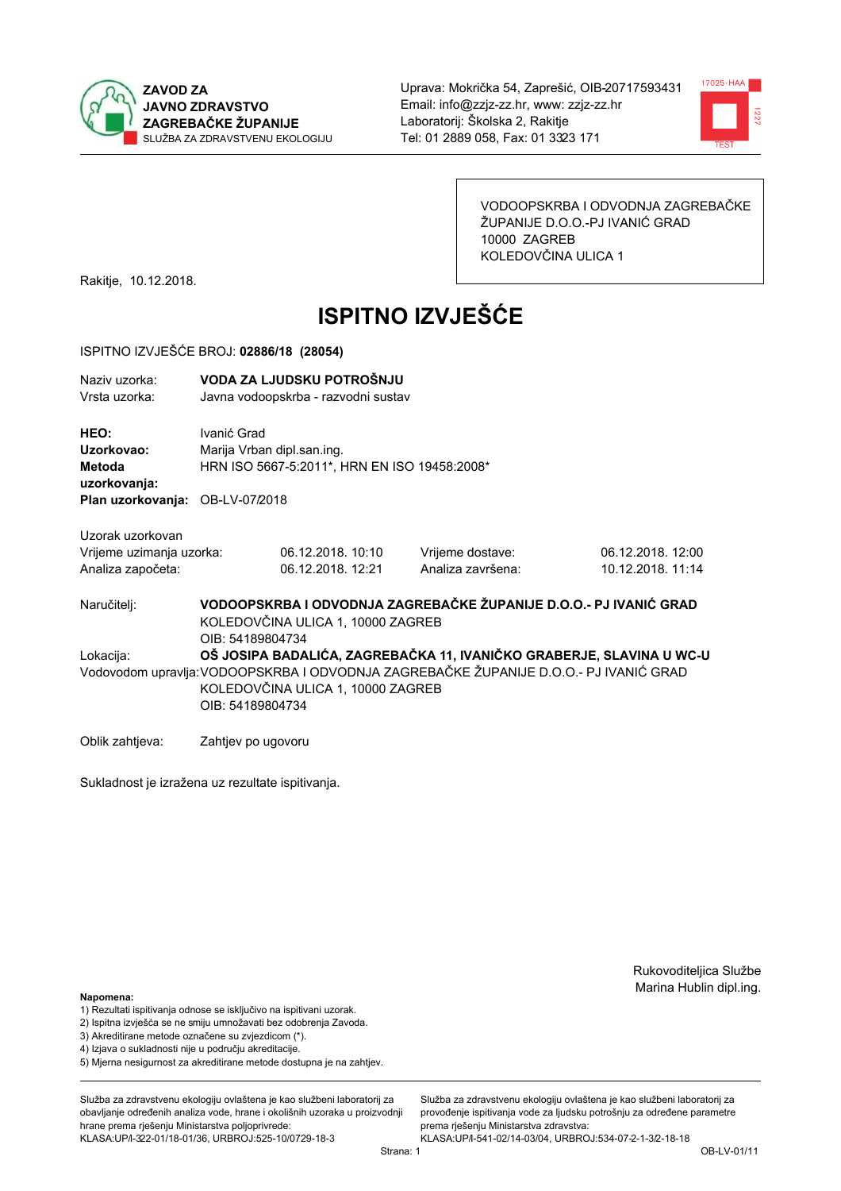**ZAVOD ZA JAVNO ZDRAVSTVO ZAGREBAČKE ŽUPANIJE**
SLUŽBA ZA ZDRAVSTVENU EKOLOGIJU

Uprava: Mokrička 54, Zaprešić, OIB-20717593431
Email: info@zzjz-zz.hr, www: zzjz-zz.hr
Laboratorij: Školska 2, Rakitje
Tel: 01 2889 058, Fax: 01 3323 171

VODOOPSKRBA I ODVODNJA ZAGREBAČKE ŽUPANIJE D.O.O.-PJ IVANIĆ GRAD
10000 ZAGREB
KOLEDOVČINA ULICA 1

Rakitje, 10.12.2018.

# ISPITNO IZVJEŠĆE

ISPITNO IZVJEŠĆE BROJ: **02886/18 (28054)**

Naziv uzorka: **VODA ZA LJUDSKU POTROŠNJU**
Vrsta uzorka: Javna vodoopskrba - razvodni sustav

**HEO:** Ivanić Grad
**Uzorkovao:** Marija Vrban dipl.san.ing.
**Metoda uzorkovanja:** HRN ISO 5667-5:2011*, HRN EN ISO 19458:2008*
**Plan uzorkovanja:** OB-LV-07/2018

Uzorak uzorkovan

| | | | |
|---|---|---|---|
| Vrijeme uzimanja uzorka: | 06.12.2018. 10:10 | Vrijeme dostave: | 06.12.2018. 12:00 |
| Analiza započeta: | 06.12.2018. 12:21 | Analiza završena: | 10.12.2018. 11:14 |

Naručitelj: **VODOOPSKRBA I ODVODNJA ZAGREBAČKE ŽUPANIJE D.O.O.- PJ IVANIĆ GRAD**
KOLEDOVČINA ULICA 1, 10000 ZAGREB
OIB: 54189804734

Lokacija: **OŠ JOSIPA BADALIĆA, ZAGREBAČKA 11, IVANIČKO GRABERJE, SLAVINA U WC-U**

Vodovodom upravlja: VODOOPSKRBA I ODVODNJA ZAGREBAČKE ŽUPANIJE D.O.O.- PJ IVANIĆ GRAD
KOLEDOVČINA ULICA 1, 10000 ZAGREB
OIB: 54189804734

Oblik zahtjeva: Zahtjev po ugovoru

Sukladnost je izražena uz rezultate ispitivanja.

Rukovoditeljica Službe
Marina Hublin dipl.ing.

**Napomena:**
1) Rezultati ispitivanja odnose se isključivo na ispitivani uzorak.
2) Ispitna izvješća se ne smiju umnožavati bez odobrenja Zavoda.
3) Akreditirane metode označene su zvjezdicom (*).
4) Izjava o sukladnosti nije u području akreditacije.
5) Mjerna nesigurnost za akreditirane metode dostupna je na zahtjev.

Služba za zdravstvenu ekologiju ovlaštena je kao službeni laboratorij za obavljanje određenih analiza vode, hrane i okolišnih uzoraka u proizvodnji hrane prema rješenju Ministarstva poljoprivrede:
KLASA:UP/I-322-01/18-01/36, URBROJ:525-10/0729-18-3

Služba za zdravstvenu ekologiju ovlaštena je kao službeni laboratorij za provođenje ispitivanja vode za ljudsku potrošnju za određene parametre prema rješenju Ministarstva zdravstva:
KLASA:UP/I-541-02/14-03/04, URBROJ:534-07-2-1-3/2-18-18

OB-LV-01/11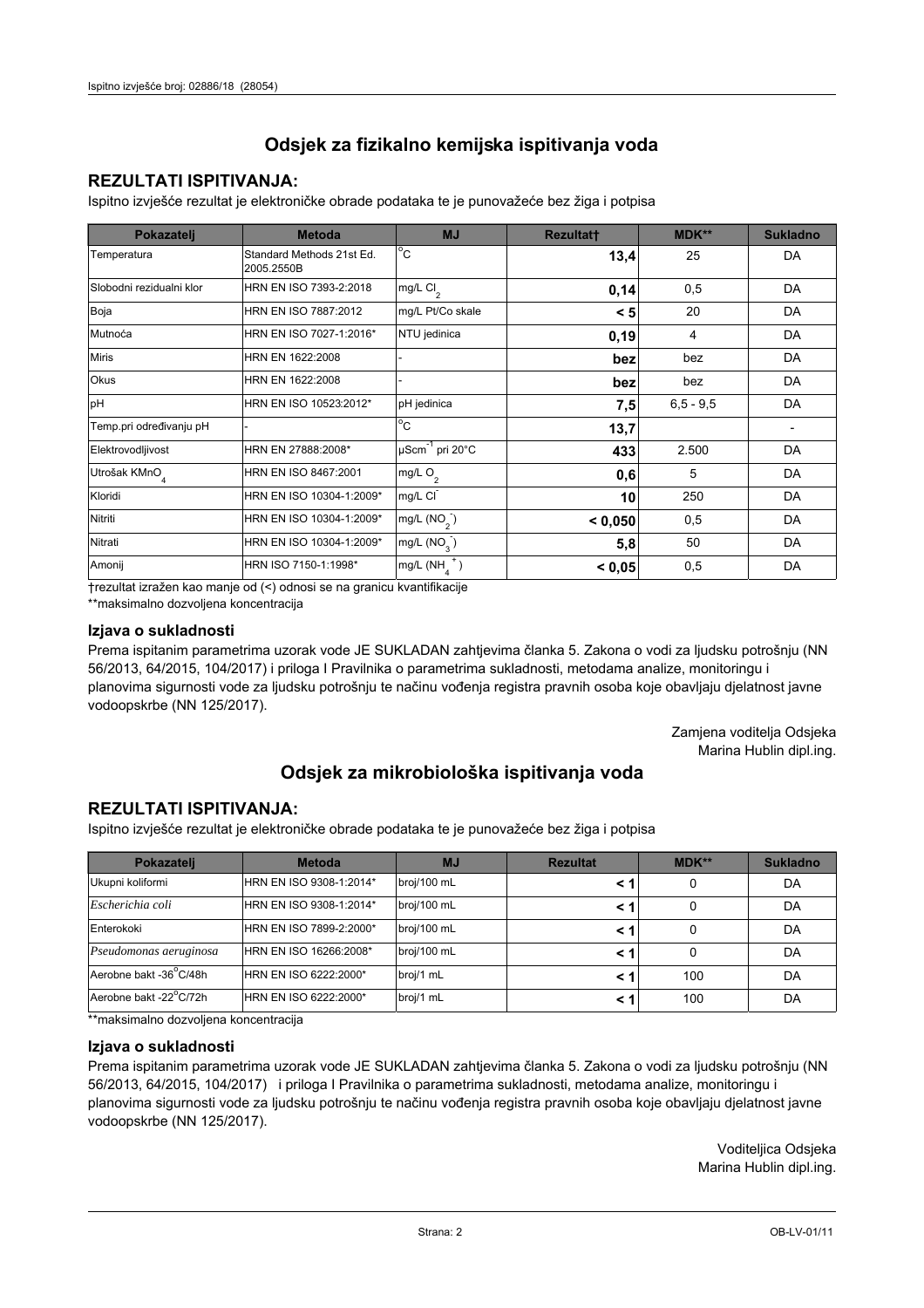# Odsjek za fizikalno kemijska ispitivanja voda

## REZULTATI ISPITIVANJA:

Ispitno izvješće rezultat je elektroničke obrade podataka te je punovažeće bez žiga i potpisa

| Pokazatelj | Metoda | MJ | Rezultat† | MDK** | Sukladno |
|---|---|---|---|---|---|
| Temperatura | Standard Methods 21st Ed. 2005.2550B | °C | **13,4** | 25 | DA |
| Slobodni rezidualni klor | HRN EN ISO 7393-2:2018 | mg/L $Cl_2$ | **0,14** | 0,5 | DA |
| Boja | HRN EN ISO 7887:2012 | mg/L Pt/Co skale | **< 5** | 20 | DA |
| Mutnoća | HRN EN ISO 7027-1:2016* | NTU jedinica | **0,19** | 4 | DA |
| Miris | HRN EN 1622:2008 | - | **bez** | bez | DA |
| Okus | HRN EN 1622:2008 | - | **bez** | bez | DA |
| pH | HRN EN ISO 10523:2012* | pH jedinica | **7,5** | 6,5 - 9,5 | DA |
| Temp.pri određivanju pH | - | °C | **13,7** | | - |
| Elektrovodljivost | HRN EN 27888:2008* | $\mu Scm^{-1}$ pri 20°C | **433** | 2.500 | DA |
| Utrošak $KMnO_4$ | HRN EN ISO 8467:2001 | mg/L $O_2$ | **0,6** | 5 | DA |
| Kloridi | HRN EN ISO 10304-1:2009* | mg/L $Cl^-$ | **10** | 250 | DA |
| Nitriti | HRN EN ISO 10304-1:2009* | mg/L ($NO_2^-$) | **< 0,050** | 0,5 | DA |
| Nitrati | HRN EN ISO 10304-1:2009* | mg/L ($NO_3^-$) | **5,8** | 50 | DA |
| Amonij | HRN ISO 7150-1:1998* | mg/L ($NH_4^+$) | **< 0,05** | 0,5 | DA |

†rezultat izražen kao manje od (<) odnosi se na granicu kvantifikacije

**maksimalno dozvoljena koncentracija

### Izjava o sukladnosti

Prema ispitanim parametrima uzorak vode JE SUKLADAN zahtjevima članka 5. Zakona o vodi za ljudsku potrošnju (NN 56/2013, 64/2015, 104/2017) i priloga I Pravilnika o parametrima sukladnosti, metodama analize, monitoringu i planovima sigurnosti vode za ljudsku potrošnju te načinu vođenja registra pravnih osoba koje obavljaju djelatnost javne vodoopskrbe (NN 125/2017).

Zamjena voditelja Odsjeka
Marina Hublin dipl.ing.

# Odsjek za mikrobiološka ispitivanja voda

## REZULTATI ISPITIVANJA:

Ispitno izvješće rezultat je elektroničke obrade podataka te je punovažeće bez žiga i potpisa

| Pokazatelj | Metoda | MJ | Rezultat | MDK** | Sukladno |
|---|---|---|---|---|---|
| Ukupni koliformi | HRN EN ISO 9308-1:2014* | broj/100 mL | **< 1** | 0 | DA |
| *Escherichia coli* | HRN EN ISO 9308-1:2014* | broj/100 mL | **< 1** | 0 | DA |
| Enterokoki | HRN EN ISO 7899-2:2000* | broj/100 mL | **< 1** | 0 | DA |
| *Pseudomonas aeruginosa* | HRN EN ISO 16266:2008* | broj/100 mL | **< 1** | 0 | DA |
| Aerobne bakt -36°C/48h | HRN EN ISO 6222:2000* | broj/1 mL | **< 1** | 100 | DA |
| Aerobne bakt -22°C/72h | HRN EN ISO 6222:2000* | broj/1 mL | **< 1** | 100 | DA |

**maksimalno dozvoljena koncentracija

### Izjava o sukladnosti

Prema ispitanim parametrima uzorak vode JE SUKLADAN zahtjevima članka 5. Zakona o vodi za ljudsku potrošnju (NN 56/2013, 64/2015, 104/2017) i priloga I Pravilnika o parametrima sukladnosti, metodama analize, monitoringu i planovima sigurnosti vode za ljudsku potrošnju te načinu vođenja registra pravnih osoba koje obavljaju djelatnost javne vodoopskrbe (NN 125/2017).

Voditeljica Odsjeka
Marina Hublin dipl.ing.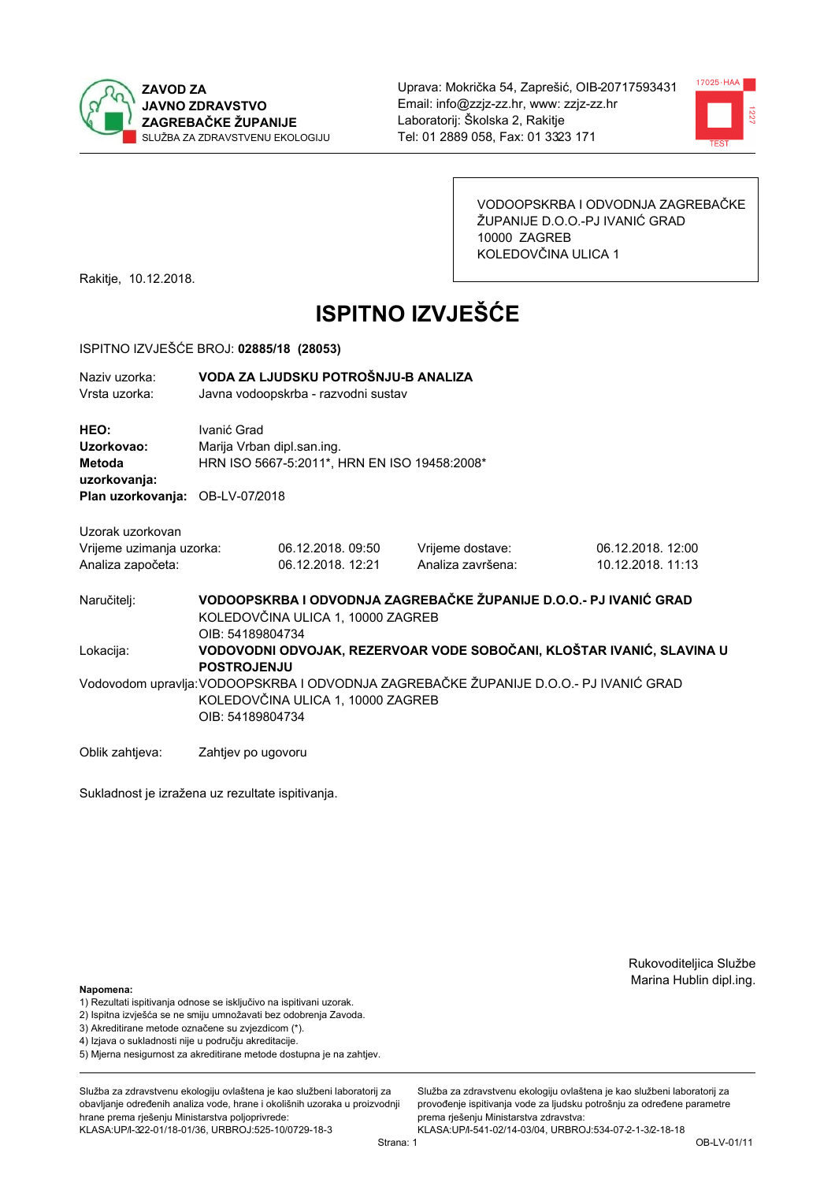ZAVOD ZA JAVNO ZDRAVSTVO ZAGREBAČKE ŽUPANIJE
SLUŽBA ZA ZDRAVSTVENU EKOLOGIJU

Uprava: Mokrička 54, Zaprešić, OIB-20717593431
Email: info@zzjz-zz.hr, www: zzjz-zz.hr
Laboratorij: Školska 2, Rakitje
Tel: 01 2889 058, Fax: 01 3323 171

VODOOPSKRBA I ODVODNJA ZAGREBAČKE ŽUPANIJE D.O.O.-PJ IVANIĆ GRAD
10000 ZAGREB
KOLEDOVČINA ULICA 1

Rakitje, 10.12.2018.

# ISPITNO IZVJEŠĆE

ISPITNO IZVJEŠĆE BROJ: **02885/18 (28053)**

Naziv uzorka: **VODA ZA LJUDSKU POTROŠNJU-B ANALIZA**
Vrsta uzorka: Javna vodoopskrba - razvodni sustav

**HEO:** Ivanić Grad
**Uzorkovao:** Marija Vrban dipl.san.ing.
**Metoda uzorkovanja:** HRN ISO 5667-5:2011*, HRN EN ISO 19458:2008*
**Plan uzorkovanja:** OB-LV-07/2018

Uzorak uzorkovan

| | | | |
|---|---|---|---|
| Vrijeme uzimanja uzorka: | 06.12.2018. 09:50 | Vrijeme dostave: | 06.12.2018. 12:00 |
| Analiza započeta: | 06.12.2018. 12:21 | Analiza završena: | 10.12.2018. 11:13 |

Naručitelj: **VODOOPSKRBA I ODVODNJA ZAGREBAČKE ŽUPANIJE D.O.O.- PJ IVANIĆ GRAD**
KOLEDOVČINA ULICA 1, 10000 ZAGREB
OIB: 54189804734

Lokacija: **VODOVODNI ODVOJAK, REZERVOAR VODE SOBOČANI, KLOŠTAR IVANIĆ, SLAVINA U POSTROJENJU**

Vodovodom upravlja: VODOOPSKRBA I ODVODNJA ZAGREBAČKE ŽUPANIJE D.O.O.- PJ IVANIĆ GRAD
KOLEDOVČINA ULICA 1, 10000 ZAGREB
OIB: 54189804734

Oblik zahtjeva: Zahtjev po ugovoru

Sukladnost je izražena uz rezultate ispitivanja.

Rukovoditeljica Službe
Marina Hublin dipl.ing.

**Napomena:**
1) Rezultati ispitivanja odnose se isključivo na ispitivani uzorak.
2) Ispitna izvješća se ne smiju umnožavati bez odobrenja Zavoda.
3) Akreditirane metode označene su zvjezdicom (*).
4) Izjava o sukladnosti nije u području akreditacije.
5) Mjerna nesigurnost za akreditirane metode dostupna je na zahtjev.

Služba za zdravstvenu ekologiju ovlaštena je kao službeni laboratorij za obavljanje određenih analiza vode, hrane i okolišnih uzoraka u proizvodnji hrane prema rješenju Ministarstva poljoprivrede:
KLASA:UP/I-322-01/18-01/36, URBROJ:525-10/0729-18-3

Služba za zdravstvenu ekologiju ovlaštena je kao službeni laboratorij za provođenje ispitivanja vode za ljudsku potrošnju za određene parametre prema rješenju Ministarstva zdravstva:
KLASA:UP/I-541-02/14-03/04, URBROJ:534-07-2-1-3/2-18-18

OB-LV-01/11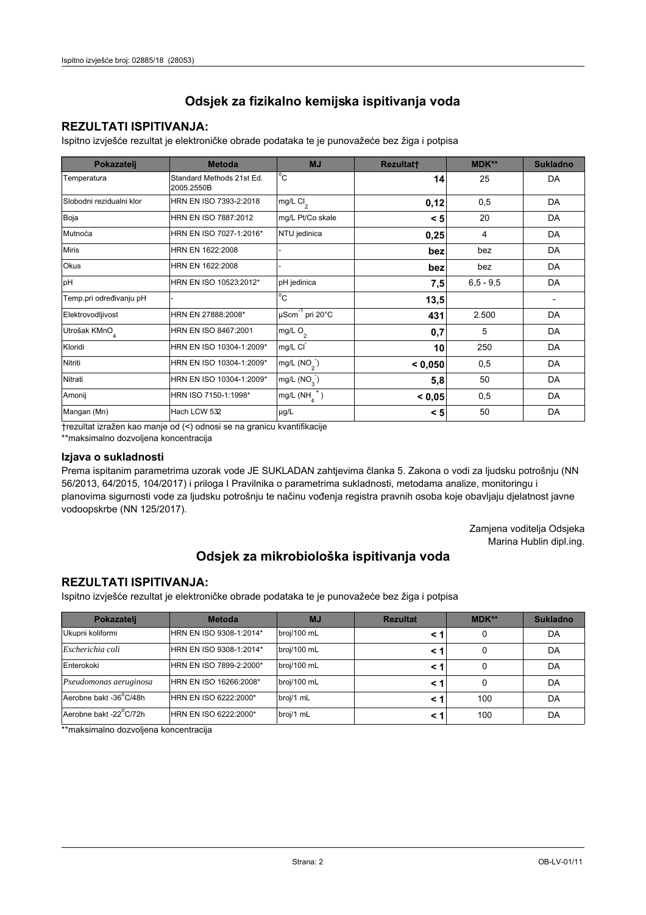## Odsjek za fizikalno kemijska ispitivanja voda

### REZULTATI ISPITIVANJA:

Ispitno izvješće rezultat je elektroničke obrade podataka te je punovažeće bez žiga i potpisa

| Pokazatelj | Metoda | MJ | Rezultat† | MDK** | Sukladno |
|---|---|---|---|---|---|
| Temperatura | Standard Methods 21st Ed. 2005.2550B | °C | **14** | 25 | DA |
| Slobodni rezidualni klor | HRN EN ISO 7393-2:2018 | mg/L $Cl_2$ | **0,12** | 0,5 | DA |
| Boja | HRN EN ISO 7887:2012 | mg/L Pt/Co skale | **< 5** | 20 | DA |
| Mutnoća | HRN EN ISO 7027-1:2016* | NTU jedinica | **0,25** | 4 | DA |
| Miris | HRN EN 1622:2008 | - | **bez** | bez | DA |
| Okus | HRN EN 1622:2008 | - | **bez** | bez | DA |
| pH | HRN EN ISO 10523:2012* | pH jedinica | **7,5** | 6,5 - 9,5 | DA |
| Temp.pri određivanju pH | - | °C | **13,5** | | - |
| Elektrovodljivost | HRN EN 27888:2008* | $\mu Scm^{-1}$ pri 20°C | **431** | 2.500 | DA |
| Utrošak $KMnO_4$ | HRN EN ISO 8467:2001 | mg/L $O_2$ | **0,7** | 5 | DA |
| Kloridi | HRN EN ISO 10304-1:2009* | mg/L $Cl^-$ | **10** | 250 | DA |
| Nitriti | HRN EN ISO 10304-1:2009* | mg/L ($NO_2^-$) | **< 0,050** | 0,5 | DA |
| Nitrati | HRN EN ISO 10304-1:2009* | mg/L ($NO_3^-$) | **5,8** | 50 | DA |
| Amonij | HRN ISO 7150-1:1998* | mg/L ($NH_4^+$) | **< 0,05** | 0,5 | DA |
| Mangan (Mn) | Hach LCW 532 | µg/L | **< 5** | 50 | DA |

†rezultat izražen kao manje od (<) odnosi se na granicu kvantifikacije

**maksimalno dozvoljena koncentracija

### Izjava o sukladnosti

Prema ispitanim parametrima uzorak vode JE SUKLADAN zahtjevima članka 5. Zakona o vodi za ljudsku potrošnju (NN 56/2013, 64/2015, 104/2017) i priloga I Pravilnika o parametrima sukladnosti, metodama analize, monitoringu i planovima sigurnosti vode za ljudsku potrošnju te načinu vođenja registra pravnih osoba koje obavljaju djelatnost javne vodoopskrbe (NN 125/2017).

Zamjena voditelja Odsjeka
Marina Hublin dipl.ing.

## Odsjek za mikrobiološka ispitivanja voda

### REZULTATI ISPITIVANJA:

Ispitno izvješće rezultat je elektroničke obrade podataka te je punovažeće bez žiga i potpisa

| Pokazatelj | Metoda | MJ | Rezultat | MDK** | Sukladno |
|---|---|---|---|---|---|
| Ukupni koliformi | HRN EN ISO 9308-1:2014* | broj/100 mL | **< 1** | 0 | DA |
| *Escherichia coli* | HRN EN ISO 9308-1:2014* | broj/100 mL | **< 1** | 0 | DA |
| Enterokoki | HRN EN ISO 7899-2:2000* | broj/100 mL | **< 1** | 0 | DA |
| *Pseudomonas aeruginosa* | HRN EN ISO 16266:2008* | broj/100 mL | **< 1** | 0 | DA |
| Aerobne bakt -36°C/48h | HRN EN ISO 6222:2000* | broj/1 mL | **< 1** | 100 | DA |
| Aerobne bakt -22°C/72h | HRN EN ISO 6222:2000* | broj/1 mL | **< 1** | 100 | DA |

**maksimalno dozvoljena koncentracija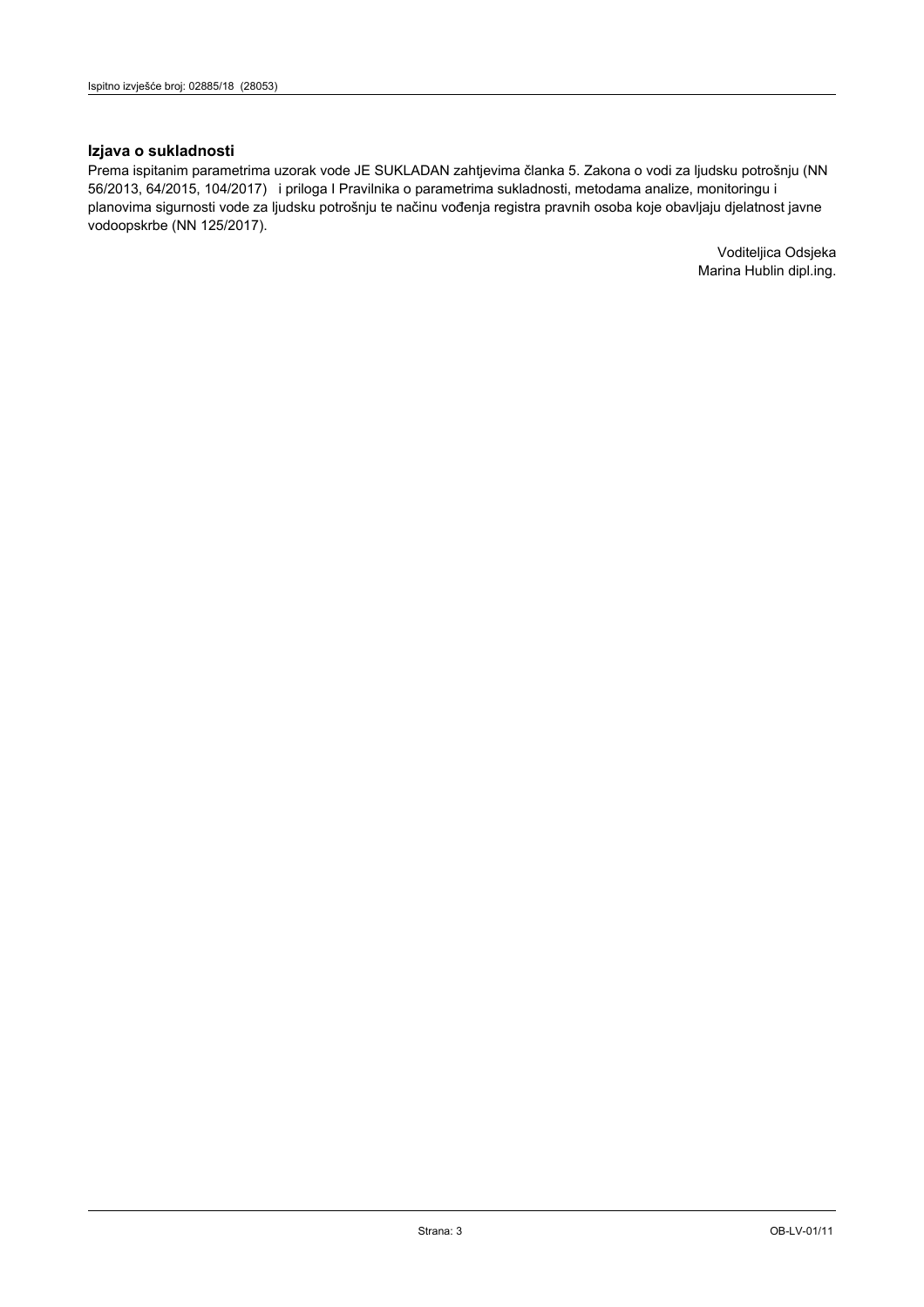## Izjava o sukladnosti

Prema ispitanim parametrima uzorak vode JE SUKLADAN zahtjevima članka 5. Zakona o vodi za ljudsku potrošnju (NN 56/2013, 64/2015, 104/2017) i priloga I Pravilnika o parametrima sukladnosti, metodama analize, monitoringu i planovima sigurnosti vode za ljudsku potrošnju te načinu vođenja registra pravnih osoba koje obavljaju djelatnost javne vodoopskrbe (NN 125/2017).

Voditeljica Odsjeka
Marina Hublin dipl.ing.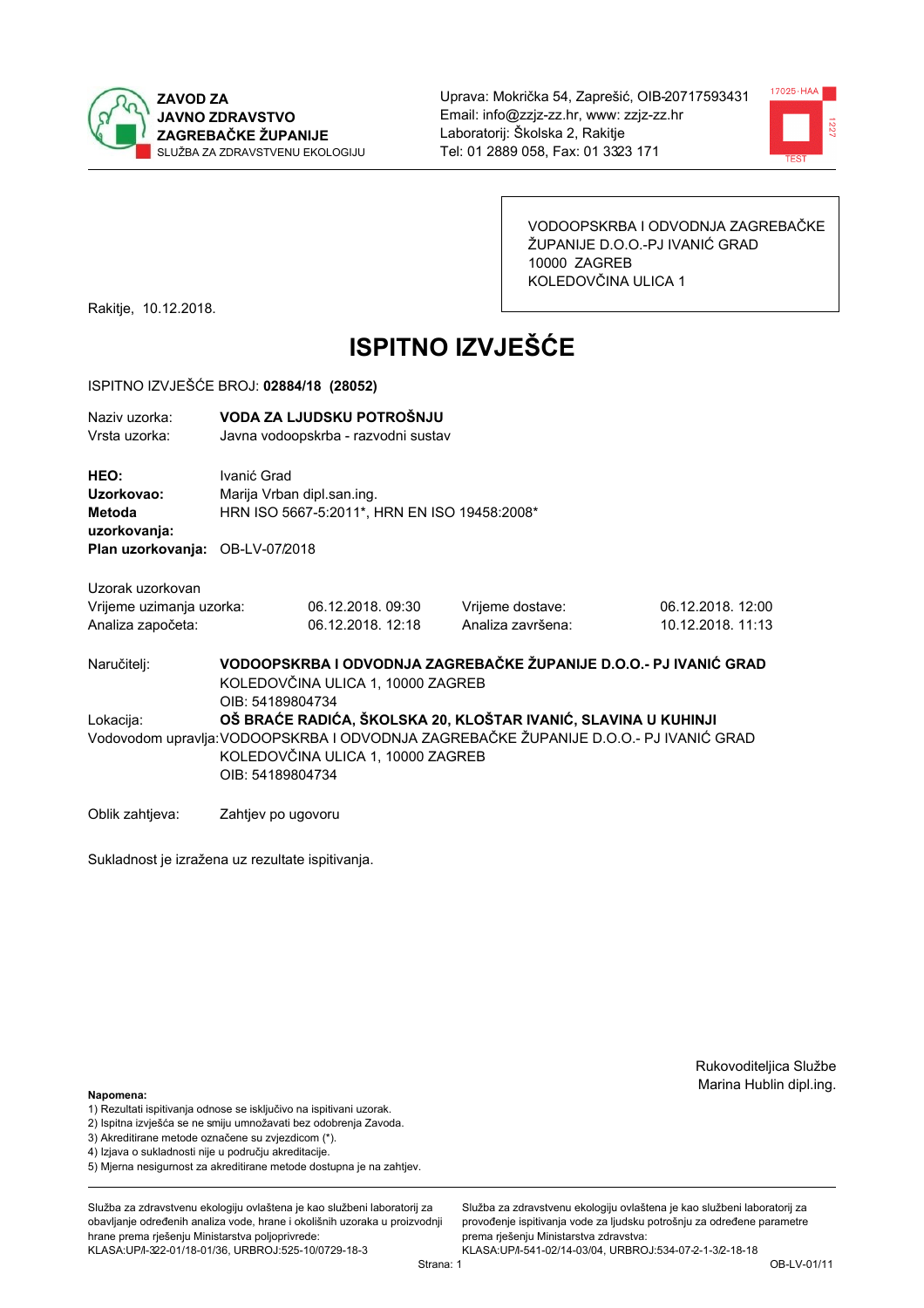**ZAVOD ZA JAVNO ZDRAVSTVO ZAGREBAČKE ŽUPANIJE**
SLUŽBA ZA ZDRAVSTVENU EKOLOGIJU

Uprava: Mokrička 54, Zaprešić, OIB-20717593431
Email: info@zzjz-zz.hr, www: zzjz-zz.hr
Laboratorij: Školska 2, Rakitje
Tel: 01 2889 058, Fax: 01 3323 171

VODOOPSKRBA I ODVODNJA ZAGREBAČKE ŽUPANIJE D.O.O.-PJ IVANIĆ GRAD
10000 ZAGREB
KOLEDOVČINA ULICA 1

Rakitje, 10.12.2018.

# ISPITNO IZVJEŠĆE

ISPITNO IZVJEŠĆE BROJ: **02884/18 (28052)**

Naziv uzorka: **VODA ZA LJUDSKU POTROŠNJU**
Vrsta uzorka: Javna vodoopskrba - razvodni sustav

**HEO:** Ivanić Grad
**Uzorkovao:** Marija Vrban dipl.san.ing.
**Metoda uzorkovanja:** HRN ISO 5667-5:2011*, HRN EN ISO 19458:2008*
**Plan uzorkovanja:** OB-LV-07/2018

Uzorak uzorkovan

| | | | |
|---|---|---|---|
| Vrijeme uzimanja uzorka: | 06.12.2018. 09:30 | Vrijeme dostave: | 06.12.2018. 12:00 |
| Analiza započeta: | 06.12.2018. 12:18 | Analiza završena: | 10.12.2018. 11:13 |

Naručitelj: **VODOOPSKRBA I ODVODNJA ZAGREBAČKE ŽUPANIJE D.O.O.- PJ IVANIĆ GRAD**
KOLEDOVČINA ULICA 1, 10000 ZAGREB
OIB: 54189804734

Lokacija: **OŠ BRAĆE RADIĆA, ŠKOLSKA 20, KLOŠTAR IVANIĆ, SLAVINA U KUHINJI**

Vodovodom upravlja: VODOOPSKRBA I ODVODNJA ZAGREBAČKE ŽUPANIJE D.O.O.- PJ IVANIĆ GRAD
KOLEDOVČINA ULICA 1, 10000 ZAGREB
OIB: 54189804734

Oblik zahtjeva: Zahtjev po ugovoru

Sukladnost je izražena uz rezultate ispitivanja.

Rukovoditeljica Službe
Marina Hublin dipl.ing.

**Napomena:**
1) Rezultati ispitivanja odnose se isključivo na ispitivani uzorak.
2) Ispitna izvješća se ne smiju umnožavati bez odobrenja Zavoda.
3) Akreditirane metode označene su zvjezdicom (*).
4) Izjava o sukladnosti nije u području akreditacije.
5) Mjerna nesigurnost za akreditirane metode dostupna je na zahtjev.

Služba za zdravstvenu ekologiju ovlaštena je kao službeni laboratorij za obavljanje određenih analiza vode, hrane i okolišnih uzoraka u proizvodnji hrane prema rješenju Ministarstva poljoprivrede: KLASA:UP/I-322-01/18-01/36, URBROJ:525-10/0729-18-3

Služba za zdravstvenu ekologiju ovlaštena je kao službeni laboratorij za provođenje ispitivanja vode za ljudsku potrošnju za određene parametre prema rješenju Ministarstva zdravstva: KLASA:UP/I-541-02/14-03/04, URBROJ:534-07-2-1-3/2-18-18

OB-LV-01/11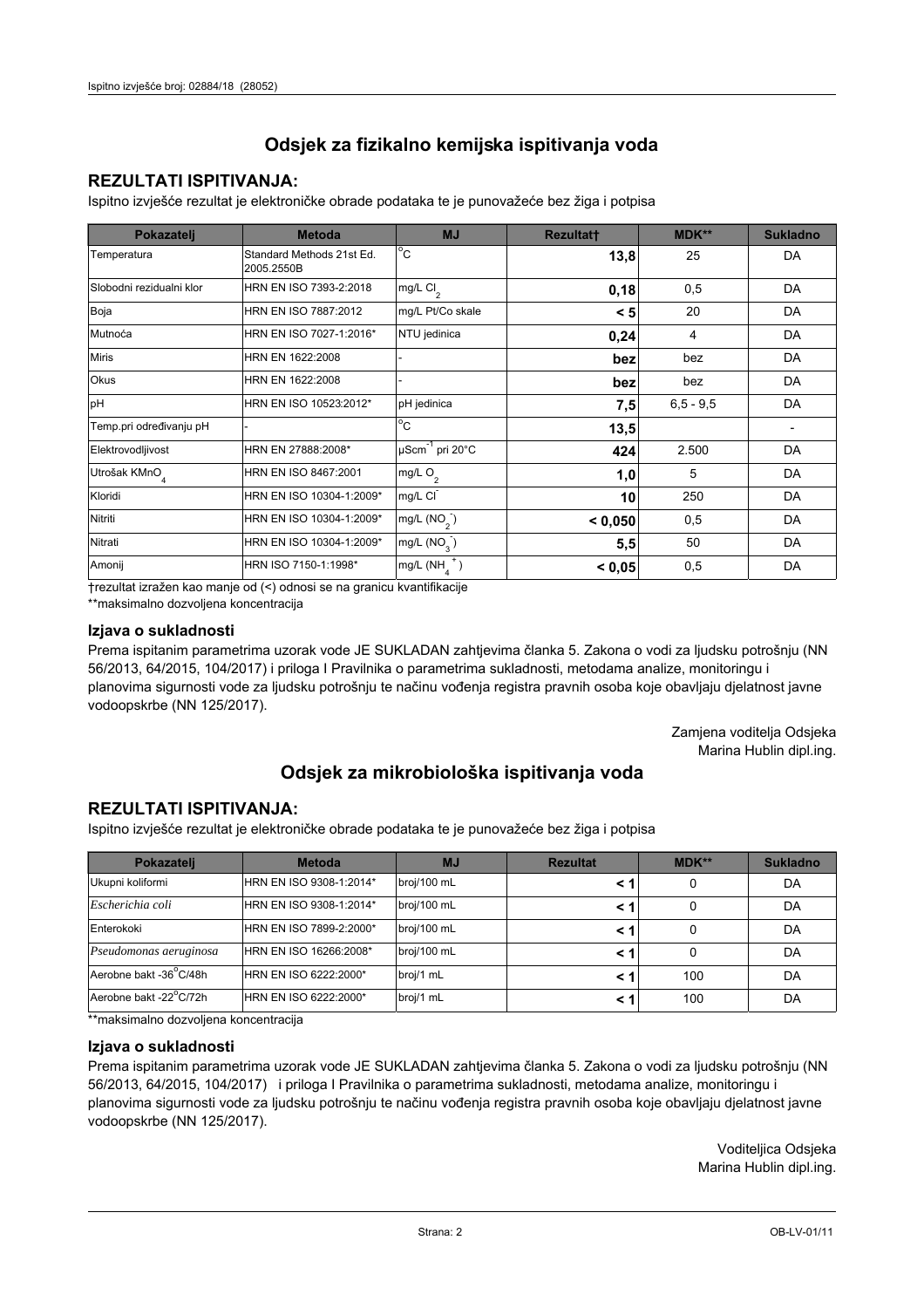## Odsjek za fizikalno kemijska ispitivanja voda

### REZULTATI ISPITIVANJA:

Ispitno izvješće rezultat je elektroničke obrade podataka te je punovažeće bez žiga i potpisa

| Pokazatelj | Metoda | MJ | Rezultat† | MDK** | Sukladno |
|---|---|---|---|---|---|
| Temperatura | Standard Methods 21st Ed. 2005.2550B | °C | **13,8** | 25 | DA |
| Slobodni rezidualni klor | HRN EN ISO 7393-2:2018 | mg/L $Cl_2$ | **0,18** | 0,5 | DA |
| Boja | HRN EN ISO 7887:2012 | mg/L Pt/Co skale | **< 5** | 20 | DA |
| Mutnoća | HRN EN ISO 7027-1:2016* | NTU jedinica | **0,24** | 4 | DA |
| Miris | HRN EN 1622:2008 | - | **bez** | bez | DA |
| Okus | HRN EN 1622:2008 | - | **bez** | bez | DA |
| pH | HRN EN ISO 10523:2012* | pH jedinica | **7,5** | 6,5 - 9,5 | DA |
| Temp.pri određivanju pH | - | °C | **13,5** | | - |
| Elektrovodljivost | HRN EN 27888:2008* | $\mu Scm^{-1}$ pri 20°C | **424** | 2.500 | DA |
| Utrošak $KMnO_4$ | HRN EN ISO 8467:2001 | mg/L $O_2$ | **1,0** | 5 | DA |
| Kloridi | HRN EN ISO 10304-1:2009* | mg/L $Cl^-$ | **10** | 250 | DA |
| Nitriti | HRN EN ISO 10304-1:2009* | mg/L ($NO_2^-$) | **< 0,050** | 0,5 | DA |
| Nitrati | HRN EN ISO 10304-1:2009* | mg/L ($NO_3^-$) | **5,5** | 50 | DA |
| Amonij | HRN ISO 7150-1:1998* | mg/L ($NH_4^+$) | **< 0,05** | 0,5 | DA |

†rezultat izražen kao manje od (<) odnosi se na granicu kvantifikacije

**maksimalno dozvoljena koncentracija

### Izjava o sukladnosti

Prema ispitanim parametrima uzorak vode JE SUKLADAN zahtjevima članka 5. Zakona o vodi za ljudsku potrošnju (NN 56/2013, 64/2015, 104/2017) i priloga I Pravilnika o parametrima sukladnosti, metodama analize, monitoringu i planovima sigurnosti vode za ljudsku potrošnju te načinu vođenja registra pravnih osoba koje obavljaju djelatnost javne vodoopskrbe (NN 125/2017).

Zamjena voditelja Odsjeka
Marina Hublin dipl.ing.

## Odsjek za mikrobiološka ispitivanja voda

### REZULTATI ISPITIVANJA:

Ispitno izvješće rezultat je elektroničke obrade podataka te je punovažeće bez žiga i potpisa

| Pokazatelj | Metoda | MJ | Rezultat | MDK** | Sukladno |
|---|---|---|---|---|---|
| Ukupni koliformi | HRN EN ISO 9308-1:2014* | broj/100 mL | **< 1** | 0 | DA |
| *Escherichia coli* | HRN EN ISO 9308-1:2014* | broj/100 mL | **< 1** | 0 | DA |
| Enterokoki | HRN EN ISO 7899-2:2000* | broj/100 mL | **< 1** | 0 | DA |
| *Pseudomonas aeruginosa* | HRN EN ISO 16266:2008* | broj/100 mL | **< 1** | 0 | DA |
| Aerobne bakt -36°C/48h | HRN EN ISO 6222:2000* | broj/1 mL | **< 1** | 100 | DA |
| Aerobne bakt -22°C/72h | HRN EN ISO 6222:2000* | broj/1 mL | **< 1** | 100 | DA |

**maksimalno dozvoljena koncentracija

### Izjava o sukladnosti

Prema ispitanim parametrima uzorak vode JE SUKLADAN zahtjevima članka 5. Zakona o vodi za ljudsku potrošnju (NN 56/2013, 64/2015, 104/2017) i priloga I Pravilnika o parametrima sukladnosti, metodama analize, monitoringu i planovima sigurnosti vode za ljudsku potrošnju te načinu vođenja registra pravnih osoba koje obavljaju djelatnost javne vodoopskrbe (NN 125/2017).

Voditeljica Odsjeka
Marina Hublin dipl.ing.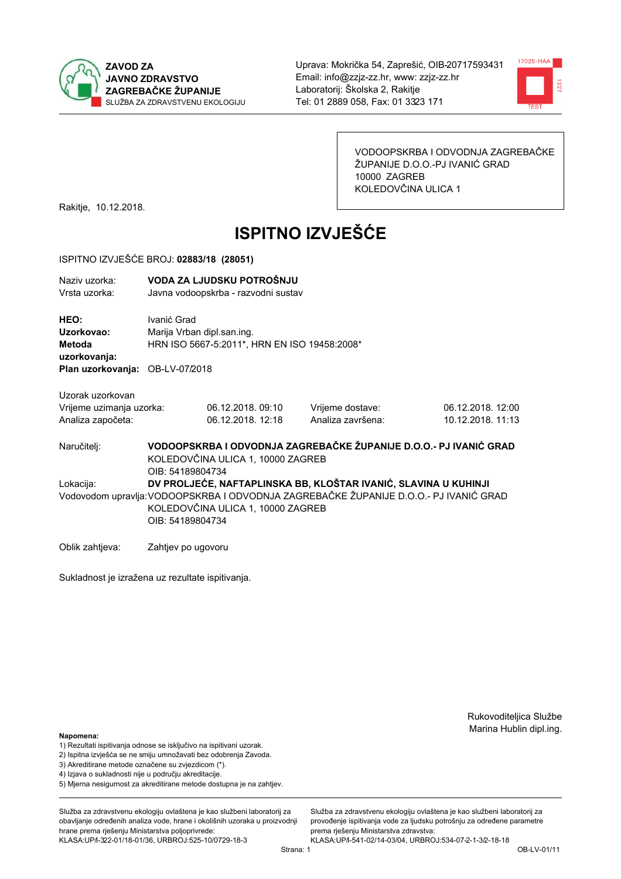**ZAVOD ZA JAVNO ZDRAVSTVO ZAGREBAČKE ŽUPANIJE**
SLUŽBA ZA ZDRAVSTVENU EKOLOGIJU

Uprava: Mokrička 54, Zaprešić, OIB-20717593431
Email: info@zzjz-zz.hr, www: zzjz-zz.hr
Laboratorij: Školska 2, Rakitje
Tel: 01 2889 058, Fax: 01 3323 171

VODOOPSKRBA I ODVODNJA ZAGREBAČKE ŽUPANIJE D.O.O.-PJ IVANIĆ GRAD
10000 ZAGREB
KOLEDOVČINA ULICA 1

Rakitje, 10.12.2018.

# ISPITNO IZVJEŠĆE

ISPITNO IZVJEŠĆE BROJ: **02883/18 (28051)**

Naziv uzorka: **VODA ZA LJUDSKU POTROŠNJU**
Vrsta uzorka: Javna vodoopskrba - razvodni sustav

**HEO:** Ivanić Grad
**Uzorkovao:** Marija Vrban dipl.san.ing.
**Metoda uzorkovanja:** HRN ISO 5667-5:2011*, HRN EN ISO 19458:2008*
**Plan uzorkovanja:** OB-LV-07/2018

Uzorak uzorkovan

| | | | |
|---|---|---|---|
| Vrijeme uzimanja uzorka: | 06.12.2018. 09:10 | Vrijeme dostave: | 06.12.2018. 12:00 |
| Analiza započeta: | 06.12.2018. 12:18 | Analiza završena: | 10.12.2018. 11:13 |

Naručitelj: **VODOOPSKRBA I ODVODNJA ZAGREBAČKE ŽUPANIJE D.O.O.- PJ IVANIĆ GRAD**
KOLEDOVČINA ULICA 1, 10000 ZAGREB
OIB: 54189804734

Lokacija: **DV PROLJEĆE, NAFTAPLINSKA BB, KLOŠTAR IVANIĆ, SLAVINA U KUHINJI**

Vodovodom upravlja: VODOOPSKRBA I ODVODNJA ZAGREBAČKE ŽUPANIJE D.O.O.- PJ IVANIĆ GRAD
KOLEDOVČINA ULICA 1, 10000 ZAGREB
OIB: 54189804734

Oblik zahtjeva: Zahtjev po ugovoru

Sukladnost je izražena uz rezultate ispitivanja.

Rukovoditeljica Službe
Marina Hublin dipl.ing.

**Napomena:**
1) Rezultati ispitivanja odnose se isključivo na ispitivani uzorak.
2) Ispitna izvješća se ne smiju umnožavati bez odobrenja Zavoda.
3) Akreditirane metode označene su zvjezdicom (*).
4) Izjava o sukladnosti nije u području akreditacije.
5) Mjerna nesigurnost za akreditirane metode dostupna je na zahtjev.

Služba za zdravstvenu ekologiju ovlaštena je kao službeni laboratorij za obavljanje određenih analiza vode, hrane i okolišnih uzoraka u proizvodnji hrane prema rješenju Ministarstva poljoprivrede: KLASA:UP/I-322-01/18-01/36, URBROJ:525-10/0729-18-3

Služba za zdravstvenu ekologiju ovlaštena je kao službeni laboratorij za provođenje ispitivanja vode za ljudsku potrošnju za određene parametre prema rješenju Ministarstva zdravstva: KLASA:UP/I-541-02/14-03/04, URBROJ:534-07-2-1-3/2-18-18

OB-LV-01/11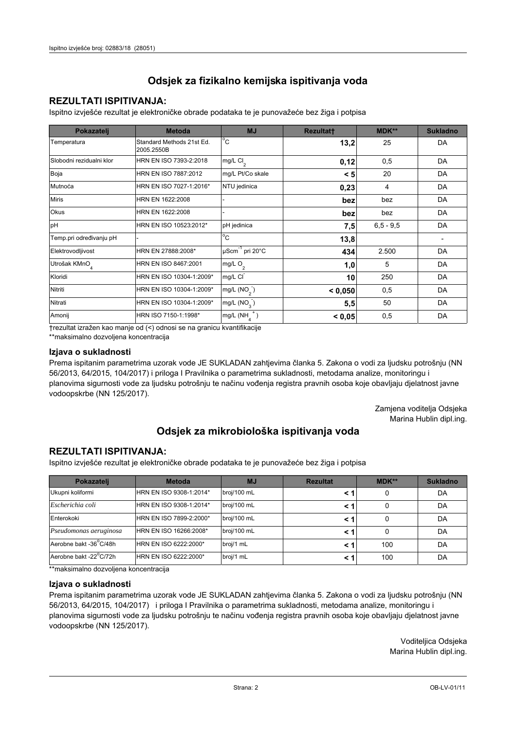# Odsjek za fizikalno kemijska ispitivanja voda

## REZULTATI ISPITIVANJA:

Ispitno izvješće rezultat je elektroničke obrade podataka te je punovažeće bez žiga i potpisa

| Pokazatelj | Metoda | MJ | Rezultat† | MDK** | Sukladno |
|---|---|---|---|---|---|
| Temperatura | Standard Methods 21st Ed. 2005.2550B | $^{o}C$ | **13,2** | 25 | DA |
| Slobodni rezidualni klor | HRN EN ISO 7393-2:2018 | mg/L $Cl_2$ | **0,12** | 0,5 | DA |
| Boja | HRN EN ISO 7887:2012 | mg/L Pt/Co skale | **< 5** | 20 | DA |
| Mutnoća | HRN EN ISO 7027-1:2016* | NTU jedinica | **0,23** | 4 | DA |
| Miris | HRN EN 1622:2008 | - | **bez** | bez | DA |
| Okus | HRN EN 1622:2008 | - | **bez** | bez | DA |
| pH | HRN EN ISO 10523:2012* | pH jedinica | **7,5** | 6,5 - 9,5 | DA |
| Temp.pri određivanju pH | - | $^{o}C$ | **13,8** | | - |
| Elektrovodljivost | HRN EN 27888:2008* | $\mu Scm^{-1}$ pri 20°C | **434** | 2.500 | DA |
| Utrošak $KMnO_4$ | HRN EN ISO 8467:2001 | mg/L $O_2$ | **1,0** | 5 | DA |
| Kloridi | HRN EN ISO 10304-1:2009* | mg/L $Cl^-$ | **10** | 250 | DA |
| Nitriti | HRN EN ISO 10304-1:2009* | mg/L $(NO_2^-)$ | **< 0,050** | 0,5 | DA |
| Nitrati | HRN EN ISO 10304-1:2009* | mg/L $(NO_3^-)$ | **5,5** | 50 | DA |
| Amonij | HRN ISO 7150-1:1998* | mg/L $(NH_4^+)$ | **< 0,05** | 0,5 | DA |

†rezultat izražen kao manje od (<) odnosi se na granicu kvantifikacije

**maksimalno dozvoljena koncentracija

### Izjava o sukladnosti

Prema ispitanim parametrima uzorak vode JE SUKLADAN zahtjevima članka 5. Zakona o vodi za ljudsku potrošnju (NN 56/2013, 64/2015, 104/2017) i priloga I Pravilnika o parametrima sukladnosti, metodama analize, monitoringu i planovima sigurnosti vode za ljudsku potrošnju te načinu vođenja registra pravnih osoba koje obavljaju djelatnost javne vodoopskrbe (NN 125/2017).

Zamjena voditelja Odsjeka
Marina Hublin dipl.ing.

# Odsjek za mikrobiološka ispitivanja voda

## REZULTATI ISPITIVANJA:

Ispitno izvješće rezultat je elektroničke obrade podataka te je punovažeće bez žiga i potpisa

| Pokazatelj | Metoda | MJ | Rezultat | MDK** | Sukladno |
|---|---|---|---|---|---|
| Ukupni koliformi | HRN EN ISO 9308-1:2014* | broj/100 mL | **< 1** | 0 | DA |
| *Escherichia coli* | HRN EN ISO 9308-1:2014* | broj/100 mL | **< 1** | 0 | DA |
| Enterokoki | HRN EN ISO 7899-2:2000* | broj/100 mL | **< 1** | 0 | DA |
| *Pseudomonas aeruginosa* | HRN EN ISO 16266:2008* | broj/100 mL | **< 1** | 0 | DA |
| Aerobne bakt -36°C/48h | HRN EN ISO 6222:2000* | broj/1 mL | **< 1** | 100 | DA |
| Aerobne bakt -22°C/72h | HRN EN ISO 6222:2000* | broj/1 mL | **< 1** | 100 | DA |

**maksimalno dozvoljena koncentracija

### Izjava o sukladnosti

Prema ispitanim parametrima uzorak vode JE SUKLADAN zahtjevima članka 5. Zakona o vodi za ljudsku potrošnju (NN 56/2013, 64/2015, 104/2017) i priloga I Pravilnika o parametrima sukladnosti, metodama analize, monitoringu i planovima sigurnosti vode za ljudsku potrošnju te načinu vođenja registra pravnih osoba koje obavljaju djelatnost javne vodoopskrbe (NN 125/2017).

Voditeljica Odsjeka
Marina Hublin dipl.ing.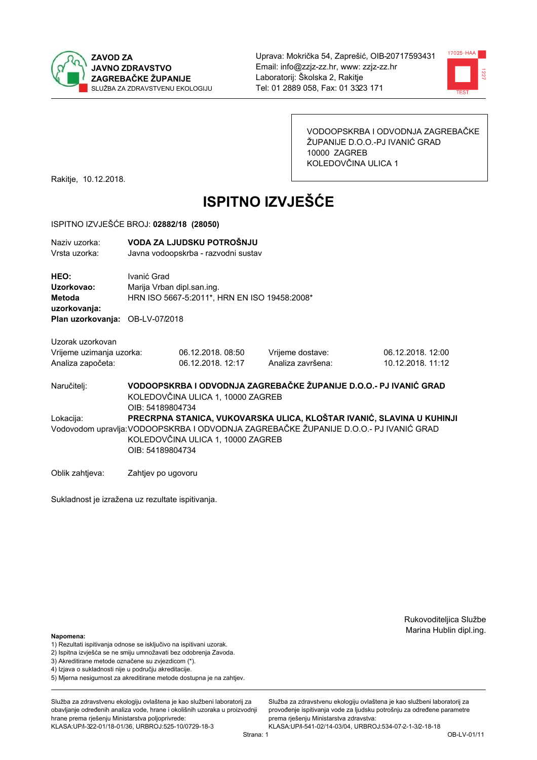**ZAVOD ZA JAVNO ZDRAVSTVO ZAGREBAČKE ŽUPANIJE**
SLUŽBA ZA ZDRAVSTVENU EKOLOGIJU

Uprava: Mokrička 54, Zaprešić, OIB-20717593431
Email: info@zzjz-zz.hr, www: zzjz-zz.hr
Laboratorij: Školska 2, Rakitje
Tel: 01 2889 058, Fax: 01 3323 171

VODOOPSKRBA I ODVODNJA ZAGREBAČKE ŽUPANIJE D.O.O.-PJ IVANIĆ GRAD
10000 ZAGREB
KOLEDOVČINA ULICA 1

Rakitje, 10.12.2018.

# ISPITNO IZVJEŠĆE

ISPITNO IZVJEŠĆE BROJ: **02882/18 (28050)**

| | |
|---|---|
| Naziv uzorka: | **VODA ZA LJUDSKU POTROŠNJU** |
| Vrsta uzorka: | Javna vodoopskrba - razvodni sustav |

| | |
|---|---|
| **HEO:** | Ivanić Grad |
| **Uzorkovao:** | Marija Vrban dipl.san.ing. |
| **Metoda uzorkovanja:** | HRN ISO 5667-5:2011*, HRN EN ISO 19458:2008* |
| **Plan uzorkovanja:** | OB-LV-07/2018 |

Uzorak uzorkovan

| | | | |
|---|---|---|---|
| Vrijeme uzimanja uzorka: | 06.12.2018. 08:50 | Vrijeme dostave: | 06.12.2018. 12:00 |
| Analiza započeta: | 06.12.2018. 12:17 | Analiza završena: | 10.12.2018. 11:12 |

Naručitelj: **VODOOPSKRBA I ODVODNJA ZAGREBAČKE ŽUPANIJE D.O.O.- PJ IVANIĆ GRAD**
KOLEDOVČINA ULICA 1, 10000 ZAGREB
OIB: 54189804734

Lokacija: **PRECRPNA STANICA, VUKOVARSKA ULICA, KLOŠTAR IVANIĆ, SLAVINA U KUHINJI**

Vodovodom upravlja: VODOOPSKRBA I ODVODNJA ZAGREBAČKE ŽUPANIJE D.O.O.- PJ IVANIĆ GRAD
KOLEDOVČINA ULICA 1, 10000 ZAGREB
OIB: 54189804734

Oblik zahtjeva: Zahtjev po ugovoru

Sukladnost je izražena uz rezultate ispitivanja.

Rukovoditeljica Službe
Marina Hublin dipl.ing.

**Napomena:**
1) Rezultati ispitivanja odnose se isključivo na ispitivani uzorak.
2) Ispitna izvješća se ne smiju umnožavati bez odobrenja Zavoda.
3) Akreditirane metode označene su zvjezdicom (*).
4) Izjava o sukladnosti nije u području akreditacije.
5) Mjerna nesigurnost za akreditirane metode dostupna je na zahtjev.

Služba za zdravstvenu ekologiju ovlaštena je kao službeni laboratorij za obavljanje određenih analiza vode, hrane i okolišnih uzoraka u proizvodnji hrane prema rješenju Ministarstva poljoprivrede: KLASA:UP/I-322-01/18-01/36, URBROJ:525-10/0729-18-3

Služba za zdravstvenu ekologiju ovlaštena je kao službeni laboratorij za provođenje ispitivanja vode za ljudsku potrošnju za određene parametre prema rješenju Ministarstva zdravstva: KLASA:UP/I-541-02/14-03/04, URBROJ:534-07-2-1-3/2-18-18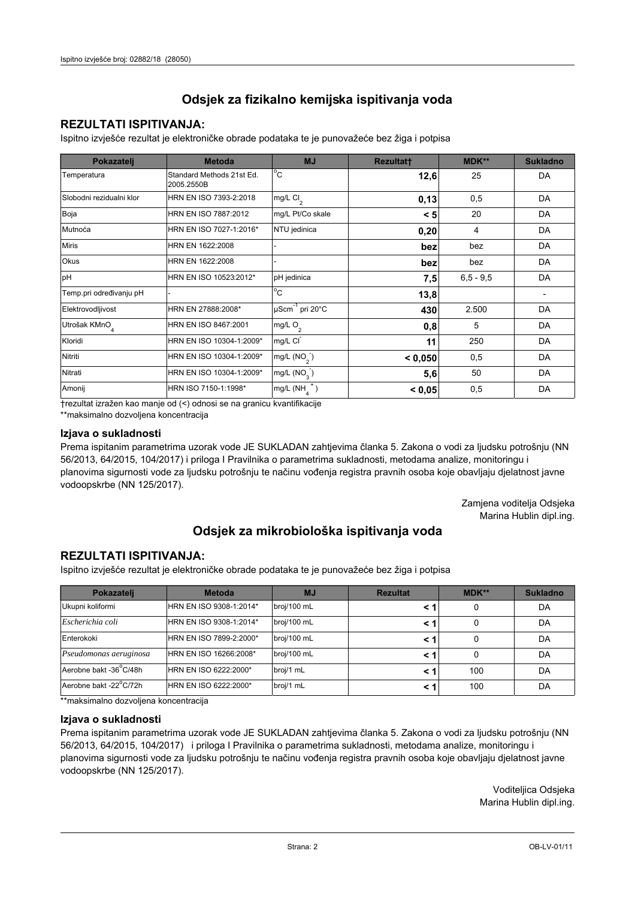## Odsjek za fizikalno kemijska ispitivanja voda

### REZULTATI ISPITIVANJA:

Ispitno izvješće rezultat je elektroničke obrade podataka te je punovažeće bez žiga i potpisa

| Pokazatelj | Metoda | MJ | Rezultat† | MDK** | Sukladno |
|---|---|---|---|---|---|
| Temperatura | Standard Methods 21st Ed. 2005.2550B | °C | **12,6** | 25 | DA |
| Slobodni rezidualni klor | HRN EN ISO 7393-2:2018 | mg/L $Cl_2$ | **0,13** | 0,5 | DA |
| Boja | HRN EN ISO 7887:2012 | mg/L Pt/Co skale | **< 5** | 20 | DA |
| Mutnoća | HRN EN ISO 7027-1:2016* | NTU jedinica | **0,20** | 4 | DA |
| Miris | HRN EN 1622:2008 | - | **bez** | bez | DA |
| Okus | HRN EN 1622:2008 | - | **bez** | bez | DA |
| pH | HRN EN ISO 10523:2012* | pH jedinica | **7,5** | 6,5 - 9,5 | DA |
| Temp.pri određivanju pH | - | °C | **13,8** | | - |
| Elektrovodljivost | HRN EN 27888:2008* | $\mu Scm^{-1}$ pri 20°C | **430** | 2.500 | DA |
| Utrošak $KMnO_4$ | HRN EN ISO 8467:2001 | mg/L $O_2$ | **0,8** | 5 | DA |
| Kloridi | HRN EN ISO 10304-1:2009* | mg/L $Cl^-$ | **11** | 250 | DA |
| Nitriti | HRN EN ISO 10304-1:2009* | mg/L ($NO_2^-$) | **< 0,050** | 0,5 | DA |
| Nitrati | HRN EN ISO 10304-1:2009* | mg/L ($NO_3^-$) | **5,6** | 50 | DA |
| Amonij | HRN ISO 7150-1:1998* | mg/L ($NH_4^+$) | **< 0,05** | 0,5 | DA |

†rezultat izražen kao manje od (<) odnosi se na granicu kvantifikacije

**maksimalno dozvoljena koncentracija

### Izjava o sukladnosti

Prema ispitanim parametrima uzorak vode JE SUKLADAN zahtjevima članka 5. Zakona o vodi za ljudsku potrošnju (NN 56/2013, 64/2015, 104/2017) i priloga I Pravilnika o parametrima sukladnosti, metodama analize, monitoringu i planovima sigurnosti vode za ljudsku potrošnju te načinu vođenja registra pravnih osoba koje obavljaju djelatnost javne vodoopskrbe (NN 125/2017).

Zamjena voditelja Odsjeka
Marina Hublin dipl.ing.

## Odsjek za mikrobiološka ispitivanja voda

### REZULTATI ISPITIVANJA:

Ispitno izvješće rezultat je elektroničke obrade podataka te je punovažeće bez žiga i potpisa

| Pokazatelj | Metoda | MJ | Rezultat | MDK** | Sukladno |
|---|---|---|---|---|---|
| Ukupni koliformi | HRN EN ISO 9308-1:2014* | broj/100 mL | **< 1** | 0 | DA |
| *Escherichia coli* | HRN EN ISO 9308-1:2014* | broj/100 mL | **< 1** | 0 | DA |
| Enterokoki | HRN EN ISO 7899-2:2000* | broj/100 mL | **< 1** | 0 | DA |
| *Pseudomonas aeruginosa* | HRN EN ISO 16266:2008* | broj/100 mL | **< 1** | 0 | DA |
| Aerobne bakt -36°C/48h | HRN EN ISO 6222:2000* | broj/1 mL | **< 1** | 100 | DA |
| Aerobne bakt -22°C/72h | HRN EN ISO 6222:2000* | broj/1 mL | **< 1** | 100 | DA |

**maksimalno dozvoljena koncentracija

### Izjava o sukladnosti

Prema ispitanim parametrima uzorak vode JE SUKLADAN zahtjevima članka 5. Zakona o vodi za ljudsku potrošnju (NN 56/2013, 64/2015, 104/2017) i priloga I Pravilnika o parametrima sukladnosti, metodama analize, monitoringu i planovima sigurnosti vode za ljudsku potrošnju te načinu vođenja registra pravnih osoba koje obavljaju djelatnost javne vodoopskrbe (NN 125/2017).

Voditeljica Odsjeka
Marina Hublin dipl.ing.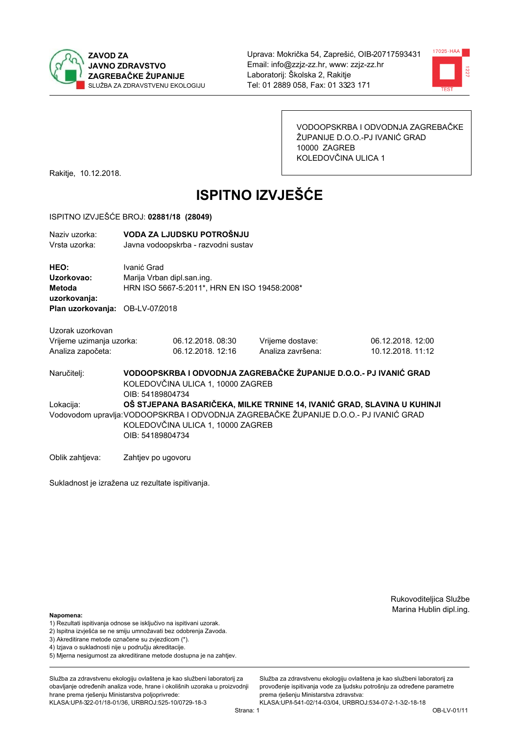**ZAVOD ZA JAVNO ZDRAVSTVO ZAGREBAČKE ŽUPANIJE**
SLUŽBA ZA ZDRAVSTVENU EKOLOGIJU

Uprava: Mokrička 54, Zaprešić, OIB-20717593431
Email: info@zzjz-zz.hr, www: zzjz-zz.hr
Laboratorij: Školska 2, Rakitje
Tel: 01 2889 058, Fax: 01 3323 171

VODOOPSKRBA I ODVODNJA ZAGREBAČKE ŽUPANIJE D.O.O.-PJ IVANIĆ GRAD
10000 ZAGREB
KOLEDOVČINA ULICA 1

Rakitje, 10.12.2018.

# ISPITNO IZVJEŠĆE

ISPITNO IZVJEŠĆE BROJ: **02881/18 (28049)**

| | |
|---|---|
| Naziv uzorka: | **VODA ZA LJUDSKU POTROŠNJU** |
| Vrsta uzorka: | Javna vodoopskrba - razvodni sustav |
| **HEO:** | Ivanić Grad |
| **Uzorkovao:** | Marija Vrban dipl.san.ing. |
| **Metoda uzorkovanja:** | HRN ISO 5667-5:2011*, HRN EN ISO 19458:2008* |
| **Plan uzorkovanja:** | OB-LV-07/2018 |

Uzorak uzorkovan

| | | | |
|---|---|---|---|
| Vrijeme uzimanja uzorka: | 06.12.2018. 08:30 | Vrijeme dostave: | 06.12.2018. 12:00 |
| Analiza započeta: | 06.12.2018. 12:16 | Analiza završena: | 10.12.2018. 11:12 |

Naručitelj: **VODOOPSKRBA I ODVODNJA ZAGREBAČKE ŽUPANIJE D.O.O.- PJ IVANIĆ GRAD**
KOLEDOVČINA ULICA 1, 10000 ZAGREB
OIB: 54189804734

Lokacija: **OŠ STJEPANA BASARIČEKA, MILKE TRNINE 14, IVANIĆ GRAD, SLAVINA U KUHINJI**

Vodovodom upravlja: VODOOPSKRBA I ODVODNJA ZAGREBAČKE ŽUPANIJE D.O.O.- PJ IVANIĆ GRAD
KOLEDOVČINA ULICA 1, 10000 ZAGREB
OIB: 54189804734

Oblik zahtjeva: Zahtjev po ugovoru

Sukladnost je izražena uz rezultate ispitivanja.

Rukovoditeljica Službe
Marina Hublin dipl.ing.

**Napomena:**
1) Rezultati ispitivanja odnose se isključivo na ispitivani uzorak.
2) Ispitna izvješća se ne smiju umnožavati bez odobrenja Zavoda.
3) Akreditirane metode označene su zvjezdicom (*).
4) Izjava o sukladnosti nije u području akreditacije.
5) Mjerna nesigurnost za akreditirane metode dostupna je na zahtjev.

Služba za zdravstvenu ekologiju ovlaštena je kao službeni laboratorij za obavljanje određenih analiza vode, hrane i okolišnih uzoraka u proizvodnji hrane prema rješenju Ministarstva poljoprivrede:
KLASA:UP/I-322-01/18-01/36, URBROJ:525-10/0729-18-3

Služba za zdravstvenu ekologiju ovlaštena je kao službeni laboratorij za provođenje ispitivanja vode za ljudsku potrošnju za određene parametre prema rješenju Ministarstva zdravstva:
KLASA:UP/I-541-02/14-03/04, URBROJ:534-07-2-1-3/2-18-18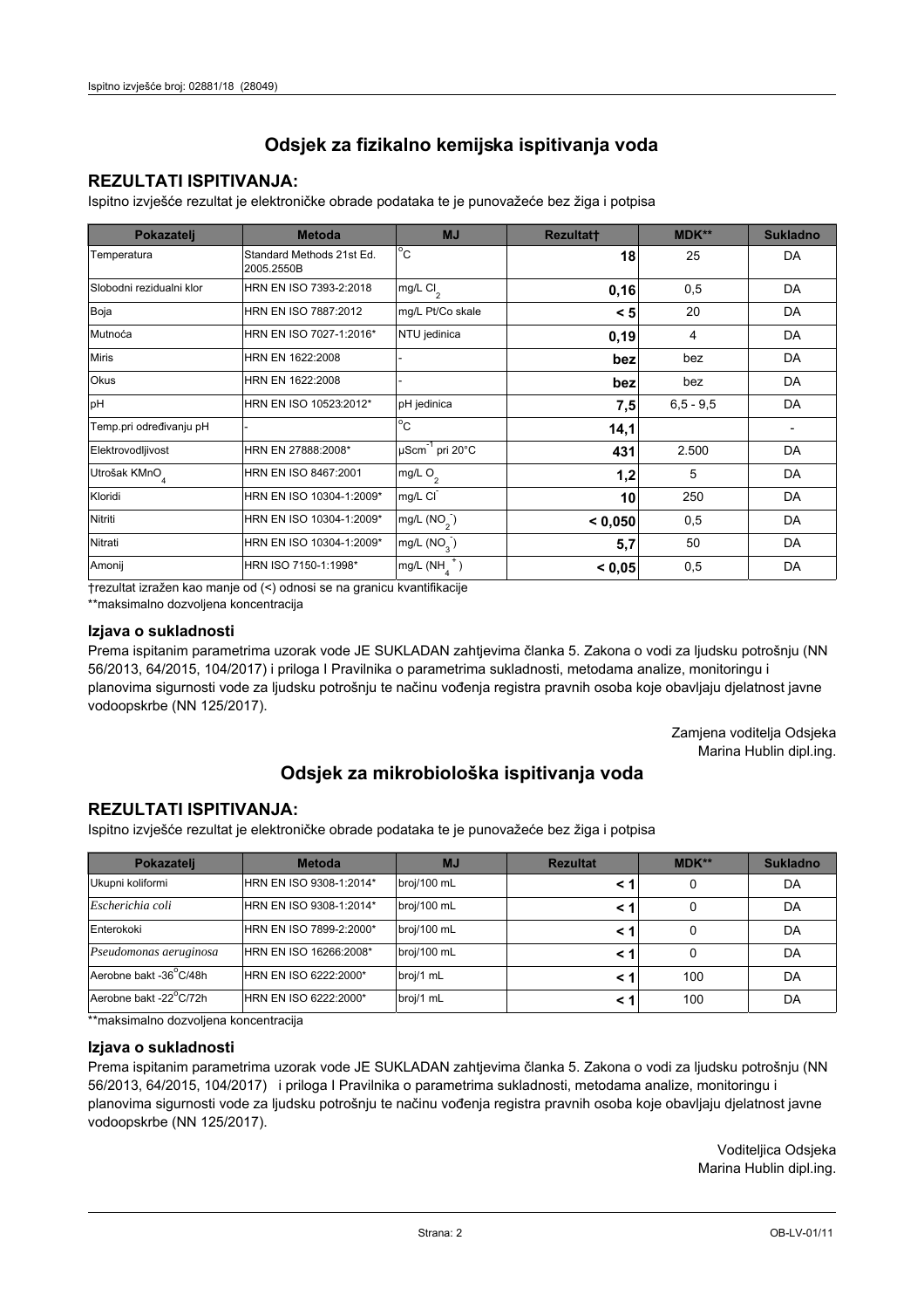## Odsjek za fizikalno kemijska ispitivanja voda

### REZULTATI ISPITIVANJA:

Ispitno izvješće rezultat je elektroničke obrade podataka te je punovažeće bez žiga i potpisa

| Pokazatelj | Metoda | MJ | Rezultat† | MDK** | Sukladno |
|---|---|---|---|---|---|
| Temperatura | Standard Methods 21st Ed. 2005.2550B | °C | **18** | 25 | DA |
| Slobodni rezidualni klor | HRN EN ISO 7393-2:2018 | mg/L $Cl_2$ | **0,16** | 0,5 | DA |
| Boja | HRN EN ISO 7887:2012 | mg/L Pt/Co skale | **< 5** | 20 | DA |
| Mutnoća | HRN EN ISO 7027-1:2016* | NTU jedinica | **0,19** | 4 | DA |
| Miris | HRN EN 1622:2008 | - | **bez** | bez | DA |
| Okus | HRN EN 1622:2008 | - | **bez** | bez | DA |
| pH | HRN EN ISO 10523:2012* | pH jedinica | **7,5** | 6,5 - 9,5 | DA |
| Temp.pri određivanju pH | - | °C | **14,1** | | - |
| Elektrovodljivost | HRN EN 27888:2008* | $\mu Scm^{-1}$ pri 20°C | **431** | 2.500 | DA |
| Utrošak $KMnO_4$ | HRN EN ISO 8467:2001 | mg/L $O_2$ | **1,2** | 5 | DA |
| Kloridi | HRN EN ISO 10304-1:2009* | mg/L $Cl^-$ | **10** | 250 | DA |
| Nitriti | HRN EN ISO 10304-1:2009* | mg/L ($NO_2^-$) | **< 0,050** | 0,5 | DA |
| Nitrati | HRN EN ISO 10304-1:2009* | mg/L ($NO_3^-$) | **5,7** | 50 | DA |
| Amonij | HRN ISO 7150-1:1998* | mg/L ($NH_4^+$) | **< 0,05** | 0,5 | DA |

†rezultat izražen kao manje od (<) odnosi se na granicu kvantifikacije

**maksimalno dozvoljena koncentracija

### Izjava o sukladnosti

Prema ispitanim parametrima uzorak vode JE SUKLADAN zahtjevima članka 5. Zakona o vodi za ljudsku potrošnju (NN 56/2013, 64/2015, 104/2017) i priloga I Pravilnika o parametrima sukladnosti, metodama analize, monitoringu i planovima sigurnosti vode za ljudsku potrošnju te načinu vođenja registra pravnih osoba koje obavljaju djelatnost javne vodoopskrbe (NN 125/2017).

Zamjena voditelja Odsjeka
Marina Hublin dipl.ing.

## Odsjek za mikrobiološka ispitivanja voda

### REZULTATI ISPITIVANJA:

Ispitno izvješće rezultat je elektroničke obrade podataka te je punovažeće bez žiga i potpisa

| Pokazatelj | Metoda | MJ | Rezultat | MDK** | Sukladno |
|---|---|---|---|---|---|
| Ukupni koliformi | HRN EN ISO 9308-1:2014* | broj/100 mL | **< 1** | 0 | DA |
| *Escherichia coli* | HRN EN ISO 9308-1:2014* | broj/100 mL | **< 1** | 0 | DA |
| Enterokoki | HRN EN ISO 7899-2:2000* | broj/100 mL | **< 1** | 0 | DA |
| *Pseudomonas aeruginosa* | HRN EN ISO 16266:2008* | broj/100 mL | **< 1** | 0 | DA |
| Aerobne bakt -36°C/48h | HRN EN ISO 6222:2000* | broj/1 mL | **< 1** | 100 | DA |
| Aerobne bakt -22°C/72h | HRN EN ISO 6222:2000* | broj/1 mL | **< 1** | 100 | DA |

**maksimalno dozvoljena koncentracija

### Izjava o sukladnosti

Prema ispitanim parametrima uzorak vode JE SUKLADAN zahtjevima članka 5. Zakona o vodi za ljudsku potrošnju (NN 56/2013, 64/2015, 104/2017) i priloga I Pravilnika o parametrima sukladnosti, metodama analize, monitoringu i planovima sigurnosti vode za ljudsku potrošnju te načinu vođenja registra pravnih osoba koje obavljaju djelatnost javne vodoopskrbe (NN 125/2017).

Voditeljica Odsjeka
Marina Hublin dipl.ing.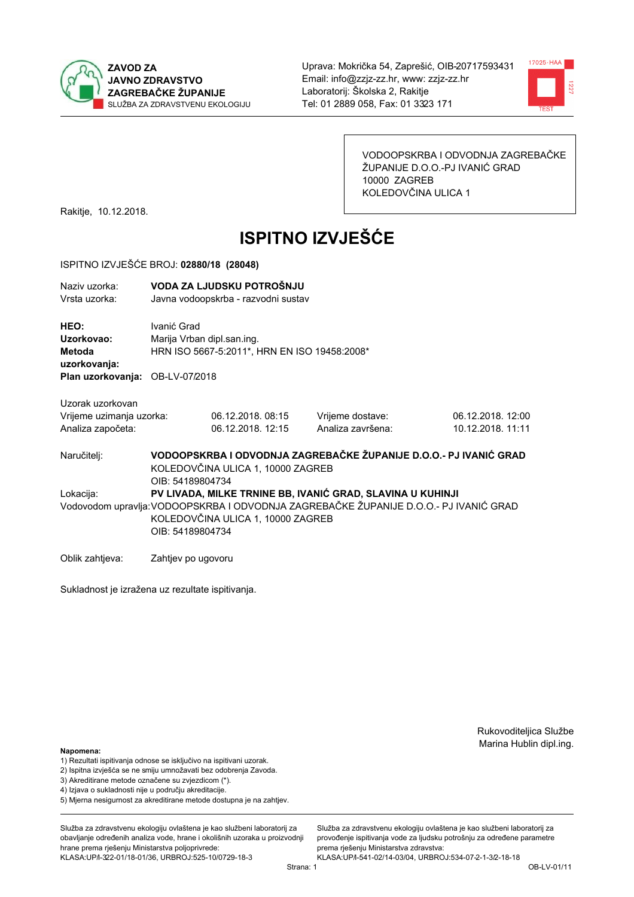**ZAVOD ZA JAVNO ZDRAVSTVO ZAGREBAČKE ŽUPANIJE**
SLUŽBA ZA ZDRAVSTVENU EKOLOGIJU

Uprava: Mokrička 54, Zaprešić, OIB-20717593431
Email: info@zzjz-zz.hr, www: zzjz-zz.hr
Laboratorij: Školska 2, Rakitje
Tel: 01 2889 058, Fax: 01 3323 171

VODOOPSKRBA I ODVODNJA ZAGREBAČKE ŽUPANIJE D.O.O.-PJ IVANIĆ GRAD
10000 ZAGREB
KOLEDOVČINA ULICA 1

Rakitje, 10.12.2018.

# ISPITNO IZVJEŠĆE

ISPITNO IZVJEŠĆE BROJ: **02880/18 (28048)**

Naziv uzorka: **VODA ZA LJUDSKU POTROŠNJU**
Vrsta uzorka: Javna vodoopskrba - razvodni sustav

**HEO:** Ivanić Grad
**Uzorkovao:** Marija Vrban dipl.san.ing.
**Metoda uzorkovanja:** HRN ISO 5667-5:2011*, HRN EN ISO 19458:2008*
**Plan uzorkovanja:** OB-LV-07/2018

Uzorak uzorkovan

| | | | |
|---|---|---|---|
| Vrijeme uzimanja uzorka: | 06.12.2018. 08:15 | Vrijeme dostave: | 06.12.2018. 12:00 |
| Analiza započeta: | 06.12.2018. 12:15 | Analiza završena: | 10.12.2018. 11:11 |

Naručitelj: **VODOOPSKRBA I ODVODNJA ZAGREBAČKE ŽUPANIJE D.O.O.- PJ IVANIĆ GRAD**
KOLEDOVČINA ULICA 1, 10000 ZAGREB
OIB: 54189804734

Lokacija: **PV LIVADA, MILKE TRNINE BB, IVANIĆ GRAD, SLAVINA U KUHINJI**

Vodovodom upravlja: VODOOPSKRBA I ODVODNJA ZAGREBAČKE ŽUPANIJE D.O.O.- PJ IVANIĆ GRAD
KOLEDOVČINA ULICA 1, 10000 ZAGREB
OIB: 54189804734

Oblik zahtjeva: Zahtjev po ugovoru

Sukladnost je izražena uz rezultate ispitivanja.

Rukovoditeljica Službe
Marina Hublin dipl.ing.

**Napomena:**
1) Rezultati ispitivanja odnose se isključivo na ispitivani uzorak.
2) Ispitna izvješća se ne smiju umnožavati bez odobrenja Zavoda.
3) Akreditirane metode označene su zvjezdicom (*).
4) Izjava o sukladnosti nije u području akreditacije.
5) Mjerna nesigurnost za akreditirane metode dostupna je na zahtjev.

Služba za zdravstvenu ekologiju ovlaštena je kao službeni laboratorij za obavljanje određenih analiza vode, hrane i okolišnih uzoraka u proizvodnji hrane prema rješenju Ministarstva poljoprivrede:
KLASA:UP/I-322-01/18-01/36, URBROJ:525-10/0729-18-3

Služba za zdravstvenu ekologiju ovlaštena je kao službeni laboratorij za provođenje ispitivanja vode za ljudsku potrošnju za određene parametre prema rješenju Ministarstva zdravstva:
KLASA:UP/I-541-02/14-03/04, URBROJ:534-07-2-1-3/2-18-18

OB-LV-01/11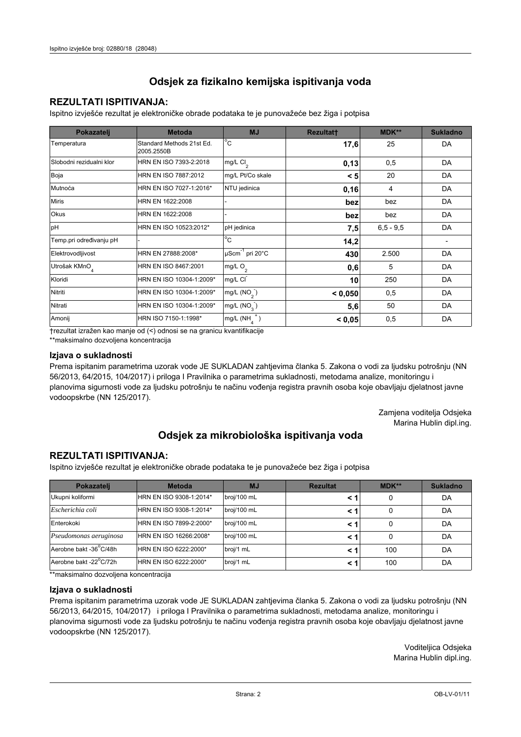## Odsjek za fizikalno kemijska ispitivanja voda

### REZULTATI ISPITIVANJA:

Ispitno izvješće rezultat je elektroničke obrade podataka te je punovažeće bez žiga i potpisa

| Pokazatelj | Metoda | MJ | Rezultat† | MDK** | Sukladno |
|---|---|---|---|---|---|
| Temperatura | Standard Methods 21st Ed. 2005.2550B | °C | **17,6** | 25 | DA |
| Slobodni rezidualni klor | HRN EN ISO 7393-2:2018 | mg/L $Cl_2$ | **0,13** | 0,5 | DA |
| Boja | HRN EN ISO 7887:2012 | mg/L Pt/Co skale | **< 5** | 20 | DA |
| Mutnoća | HRN EN ISO 7027-1:2016* | NTU jedinica | **0,16** | 4 | DA |
| Miris | HRN EN 1622:2008 | - | **bez** | bez | DA |
| Okus | HRN EN 1622:2008 | - | **bez** | bez | DA |
| pH | HRN EN ISO 10523:2012* | pH jedinica | **7,5** | 6,5 - 9,5 | DA |
| Temp.pri određivanju pH | - | °C | **14,2** | | - |
| Elektrovodljivost | HRN EN 27888:2008* | $\mu Scm^{-1}$ pri 20°C | **430** | 2.500 | DA |
| Utrošak $KMnO_4$ | HRN EN ISO 8467:2001 | mg/L $O_2$ | **0,6** | 5 | DA |
| Kloridi | HRN EN ISO 10304-1:2009* | mg/L $Cl^-$ | **10** | 250 | DA |
| Nitriti | HRN EN ISO 10304-1:2009* | mg/L ($NO_2^-$) | **< 0,050** | 0,5 | DA |
| Nitrati | HRN EN ISO 10304-1:2009* | mg/L ($NO_3^-$) | **5,6** | 50 | DA |
| Amonij | HRN ISO 7150-1:1998* | mg/L ($NH_4^+$) | **< 0,05** | 0,5 | DA |

†rezultat izražen kao manje od (<) odnosi se na granicu kvantifikacije

**maksimalno dozvoljena koncentracija

### Izjava o sukladnosti

Prema ispitanim parametrima uzorak vode JE SUKLADAN zahtjevima članka 5. Zakona o vodi za ljudsku potrošnju (NN 56/2013, 64/2015, 104/2017) i priloga I Pravilnika o parametrima sukladnosti, metodama analize, monitoringu i planovima sigurnosti vode za ljudsku potrošnju te načinu vođenja registra pravnih osoba koje obavljaju djelatnost javne vodoopskrbe (NN 125/2017).

Zamjena voditelja Odsjeka
Marina Hublin dipl.ing.

## Odsjek za mikrobiološka ispitivanja voda

### REZULTATI ISPITIVANJA:

Ispitno izvješće rezultat je elektroničke obrade podataka te je punovažeće bez žiga i potpisa

| Pokazatelj | Metoda | MJ | Rezultat | MDK** | Sukladno |
|---|---|---|---|---|---|
| Ukupni koliformi | HRN EN ISO 9308-1:2014* | broj/100 mL | **< 1** | 0 | DA |
| *Escherichia coli* | HRN EN ISO 9308-1:2014* | broj/100 mL | **< 1** | 0 | DA |
| Enterokoki | HRN EN ISO 7899-2:2000* | broj/100 mL | **< 1** | 0 | DA |
| *Pseudomonas aeruginosa* | HRN EN ISO 16266:2008* | broj/100 mL | **< 1** | 0 | DA |
| Aerobne bakt -36°C/48h | HRN EN ISO 6222:2000* | broj/1 mL | **< 1** | 100 | DA |
| Aerobne bakt -22°C/72h | HRN EN ISO 6222:2000* | broj/1 mL | **< 1** | 100 | DA |

**maksimalno dozvoljena koncentracija

### Izjava o sukladnosti

Prema ispitanim parametrima uzorak vode JE SUKLADAN zahtjevima članka 5. Zakona o vodi za ljudsku potrošnju (NN 56/2013, 64/2015, 104/2017) i priloga I Pravilnika o parametrima sukladnosti, metodama analize, monitoringu i planovima sigurnosti vode za ljudsku potrošnju te načinu vođenja registra pravnih osoba koje obavljaju djelatnost javne vodoopskrbe (NN 125/2017).

Voditeljica Odsjeka
Marina Hublin dipl.ing.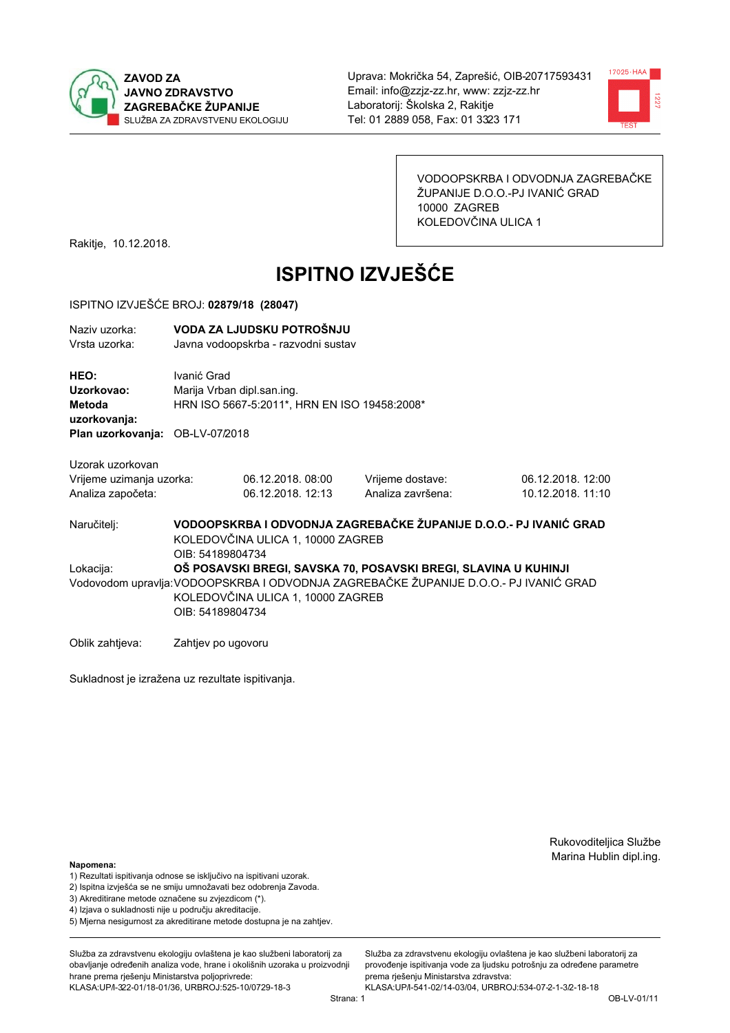**ZAVOD ZA JAVNO ZDRAVSTVO ZAGREBAČKE ŽUPANIJE**
SLUŽBA ZA ZDRAVSTVENU EKOLOGIJU

Uprava: Mokrička 54, Zaprešić, OIB-20717593431
Email: info@zzjz-zz.hr, www: zzjz-zz.hr
Laboratorij: Školska 2, Rakitje
Tel: 01 2889 058, Fax: 01 3323 171

VODOOPSKRBA I ODVODNJA ZAGREBAČKE ŽUPANIJE D.O.O.-PJ IVANIĆ GRAD
10000 ZAGREB
KOLEDOVČINA ULICA 1

Rakitje, 10.12.2018.

# ISPITNO IZVJEŠĆE

ISPITNO IZVJEŠĆE BROJ: **02879/18 (28047)**

Naziv uzorka: **VODA ZA LJUDSKU POTROŠNJU**
Vrsta uzorka: Javna vodoopskrba - razvodni sustav

**HEO:** Ivanić Grad
**Uzorkovao:** Marija Vrban dipl.san.ing.
**Metoda uzorkovanja:** HRN ISO 5667-5:2011*, HRN EN ISO 19458:2008*
**Plan uzorkovanja:** OB-LV-07/2018

Uzorak uzorkovan

| | | | |
|---|---|---|---|
| Vrijeme uzimanja uzorka: | 06.12.2018. 08:00 | Vrijeme dostave: | 06.12.2018. 12:00 |
| Analiza započeta: | 06.12.2018. 12:13 | Analiza završena: | 10.12.2018. 11:10 |

Naručitelj: **VODOOPSKRBA I ODVODNJA ZAGREBAČKE ŽUPANIJE D.O.O.- PJ IVANIĆ GRAD**
KOLEDOVČINA ULICA 1, 10000 ZAGREB
OIB: 54189804734

Lokacija: **OŠ POSAVSKI BREGI, SAVSKA 70, POSAVSKI BREGI, SLAVINA U KUHINJI**

Vodovodom upravlja: VODOOPSKRBA I ODVODNJA ZAGREBAČKE ŽUPANIJE D.O.O.- PJ IVANIĆ GRAD
KOLEDOVČINA ULICA 1, 10000 ZAGREB
OIB: 54189804734

Oblik zahtjeva: Zahtjev po ugovoru

Sukladnost je izražena uz rezultate ispitivanja.

Rukovoditeljica Službe
Marina Hublin dipl.ing.

**Napomena:**
1) Rezultati ispitivanja odnose se isključivo na ispitivani uzorak.
2) Ispitna izvješća se ne smiju umnožavati bez odobrenja Zavoda.
3) Akreditirane metode označene su zvjezdicom (*).
4) Izjava o sukladnosti nije u području akreditacije.
5) Mjerna nesigurnost za akreditirane metode dostupna je na zahtjev.

Služba za zdravstvenu ekologiju ovlaštena je kao službeni laboratorij za obavljanje određenih analiza vode, hrane i okolišnih uzoraka u proizvodnji hrane prema rješenju Ministarstva poljoprivrede: KLASA:UP/I-322-01/18-01/36, URBROJ:525-10/0729-18-3

Služba za zdravstvenu ekologiju ovlaštena je kao službeni laboratorij za provođenje ispitivanja vode za ljudsku potrošnju za određene parametre prema rješenju Ministarstva zdravstva: KLASA:UP/I-541-02/14-03/04, URBROJ:534-07-2-1-3/2-18-18

OB-LV-01/11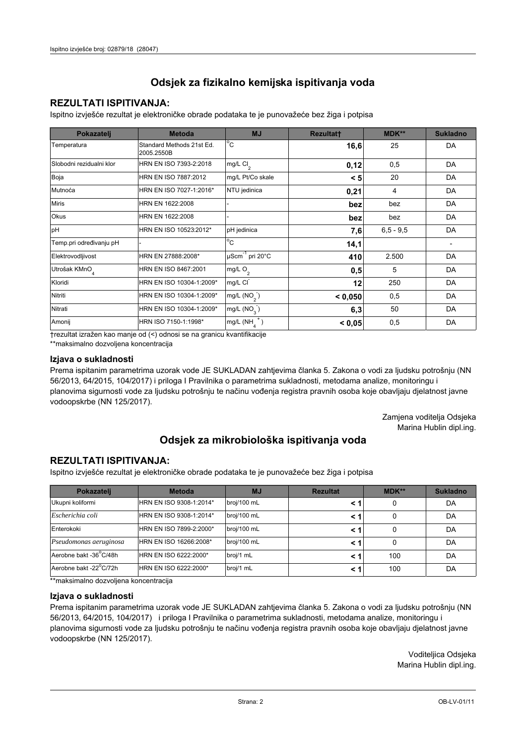## Odsjek za fizikalno kemijska ispitivanja voda

### REZULTATI ISPITIVANJA:

Ispitno izvješće rezultat je elektroničke obrade podataka te je punovažeće bez žiga i potpisa

| Pokazatelj | Metoda | MJ | Rezultat† | MDK** | Sukladno |
|---|---|---|---|---|---|
| Temperatura | Standard Methods 21st Ed. 2005.2550B | °C | **16,6** | 25 | DA |
| Slobodni rezidualni klor | HRN EN ISO 7393-2:2018 | mg/L $Cl_2$ | **0,12** | 0,5 | DA |
| Boja | HRN EN ISO 7887:2012 | mg/L Pt/Co skale | **< 5** | 20 | DA |
| Mutnoća | HRN EN ISO 7027-1:2016* | NTU jedinica | **0,21** | 4 | DA |
| Miris | HRN EN 1622:2008 | - | **bez** | bez | DA |
| Okus | HRN EN 1622:2008 | - | **bez** | bez | DA |
| pH | HRN EN ISO 10523:2012* | pH jedinica | **7,6** | 6,5 - 9,5 | DA |
| Temp.pri određivanju pH | - | °C | **14,1** | | - |
| Elektrovodljivost | HRN EN 27888:2008* | $\mu Scm^{-1}$ pri 20°C | **410** | 2.500 | DA |
| Utrošak $KMnO_4$ | HRN EN ISO 8467:2001 | mg/L $O_2$ | **0,5** | 5 | DA |
| Kloridi | HRN EN ISO 10304-1:2009* | mg/L $Cl^-$ | **12** | 250 | DA |
| Nitriti | HRN EN ISO 10304-1:2009* | mg/L ($NO_2^-$) | **< 0,050** | 0,5 | DA |
| Nitrati | HRN EN ISO 10304-1:2009* | mg/L ($NO_3^-$) | **6,3** | 50 | DA |
| Amonij | HRN ISO 7150-1:1998* | mg/L ($NH_4^+$) | **< 0,05** | 0,5 | DA |

†rezultat izražen kao manje od (<) odnosi se na granicu kvantifikacije

**maksimalno dozvoljena koncentracija

### Izjava o sukladnosti

Prema ispitanim parametrima uzorak vode JE SUKLADAN zahtjevima članka 5. Zakona o vodi za ljudsku potrošnju (NN 56/2013, 64/2015, 104/2017) i priloga I Pravilnika o parametrima sukladnosti, metodama analize, monitoringu i planovima sigurnosti vode za ljudsku potrošnju te načinu vođenja registra pravnih osoba koje obavljaju djelatnost javne vodoopskrbe (NN 125/2017).

Zamjena voditelja Odsjeka
Marina Hublin dipl.ing.

## Odsjek za mikrobiološka ispitivanja voda

### REZULTATI ISPITIVANJA:

Ispitno izvješće rezultat je elektroničke obrade podataka te je punovažeće bez žiga i potpisa

| Pokazatelj | Metoda | MJ | Rezultat | MDK** | Sukladno |
|---|---|---|---|---|---|
| Ukupni koliformi | HRN EN ISO 9308-1:2014* | broj/100 mL | **< 1** | 0 | DA |
| *Escherichia coli* | HRN EN ISO 9308-1:2014* | broj/100 mL | **< 1** | 0 | DA |
| Enterokoki | HRN EN ISO 7899-2:2000* | broj/100 mL | **< 1** | 0 | DA |
| *Pseudomonas aeruginosa* | HRN EN ISO 16266:2008* | broj/100 mL | **< 1** | 0 | DA |
| Aerobne bakt -36°C/48h | HRN EN ISO 6222:2000* | broj/1 mL | **< 1** | 100 | DA |
| Aerobne bakt -22°C/72h | HRN EN ISO 6222:2000* | broj/1 mL | **< 1** | 100 | DA |

**maksimalno dozvoljena koncentracija

### Izjava o sukladnosti

Prema ispitanim parametrima uzorak vode JE SUKLADAN zahtjevima članka 5. Zakona o vodi za ljudsku potrošnju (NN 56/2013, 64/2015, 104/2017) i priloga I Pravilnika o parametrima sukladnosti, metodama analize, monitoringu i planovima sigurnosti vode za ljudsku potrošnju te načinu vođenja registra pravnih osoba koje obavljaju djelatnost javne vodoopskrbe (NN 125/2017).

Voditeljica Odsjeka
Marina Hublin dipl.ing.